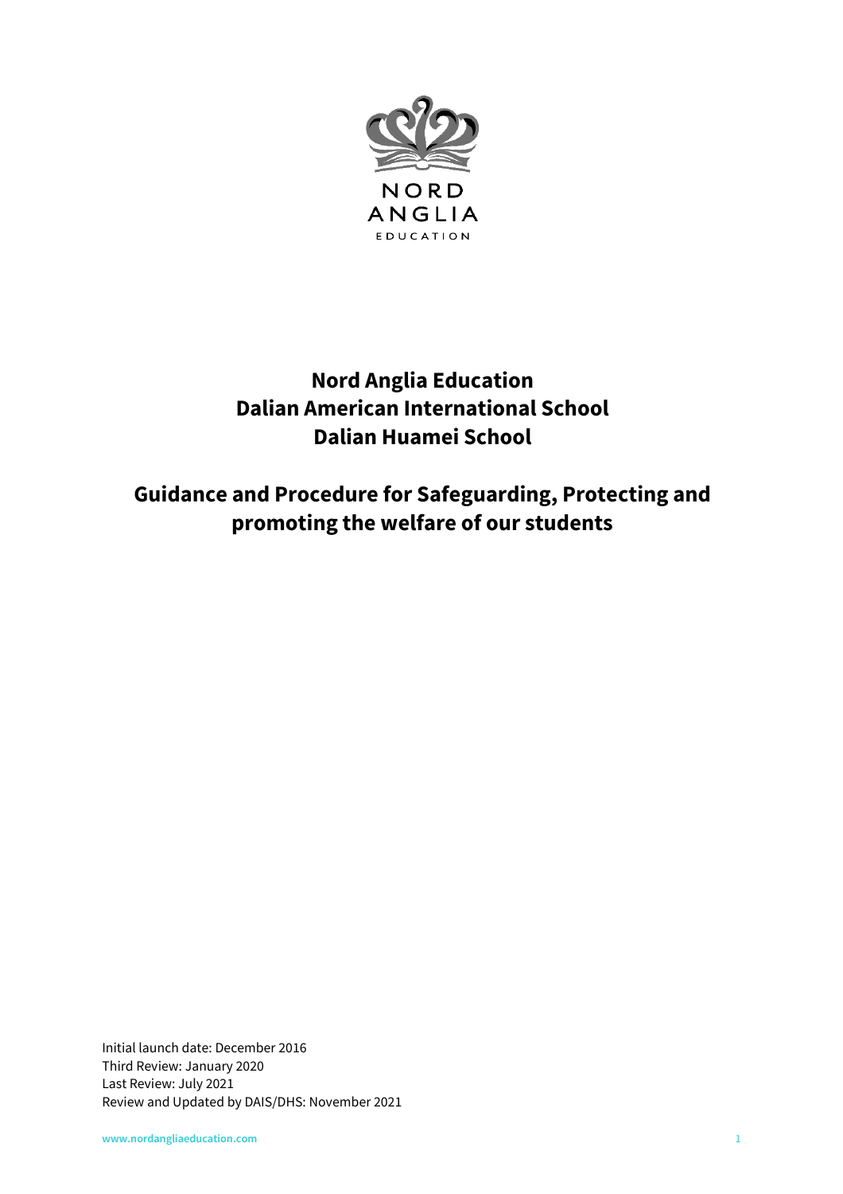NORD
ANGLIA
EDUCATION

# Nord Anglia Education
# Dalian American International School
# Dalian Huamei School

## Guidance and Procedure for Safeguarding, Protecting and promoting the welfare of our students

Initial launch date: December 2016
Third Review: January 2020
Last Review: July 2021
Review and Updated by DAIS/DHS: November 2021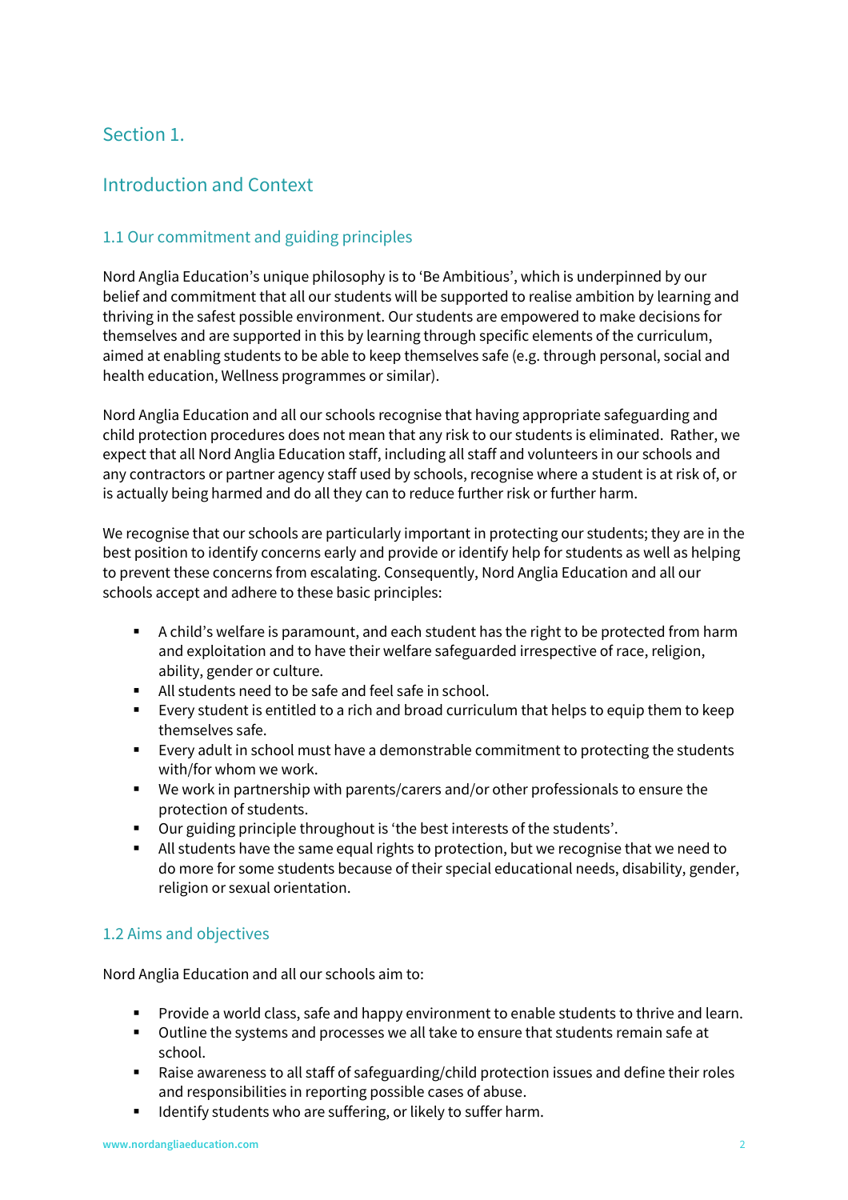## Section 1.

## Introduction and Context

### 1.1 Our commitment and guiding principles

Nord Anglia Education's unique philosophy is to 'Be Ambitious', which is underpinned by our belief and commitment that all our students will be supported to realise ambition by learning and thriving in the safest possible environment. Our students are empowered to make decisions for themselves and are supported in this by learning through specific elements of the curriculum, aimed at enabling students to be able to keep themselves safe (e.g. through personal, social and health education, Wellness programmes or similar).

Nord Anglia Education and all our schools recognise that having appropriate safeguarding and child protection procedures does not mean that any risk to our students is eliminated. Rather, we expect that all Nord Anglia Education staff, including all staff and volunteers in our schools and any contractors or partner agency staff used by schools, recognise where a student is at risk of, or is actually being harmed and do all they can to reduce further risk or further harm.

We recognise that our schools are particularly important in protecting our students; they are in the best position to identify concerns early and provide or identify help for students as well as helping to prevent these concerns from escalating. Consequently, Nord Anglia Education and all our schools accept and adhere to these basic principles:

- A child's welfare is paramount, and each student has the right to be protected from harm and exploitation and to have their welfare safeguarded irrespective of race, religion, ability, gender or culture.
- All students need to be safe and feel safe in school.
- Every student is entitled to a rich and broad curriculum that helps to equip them to keep themselves safe.
- Every adult in school must have a demonstrable commitment to protecting the students with/for whom we work.
- We work in partnership with parents/carers and/or other professionals to ensure the protection of students.
- Our guiding principle throughout is 'the best interests of the students'.
- All students have the same equal rights to protection, but we recognise that we need to do more for some students because of their special educational needs, disability, gender, religion or sexual orientation.

### 1.2 Aims and objectives

Nord Anglia Education and all our schools aim to:

- Provide a world class, safe and happy environment to enable students to thrive and learn.
- Outline the systems and processes we all take to ensure that students remain safe at school.
- Raise awareness to all staff of safeguarding/child protection issues and define their roles and responsibilities in reporting possible cases of abuse.
- Identify students who are suffering, or likely to suffer harm.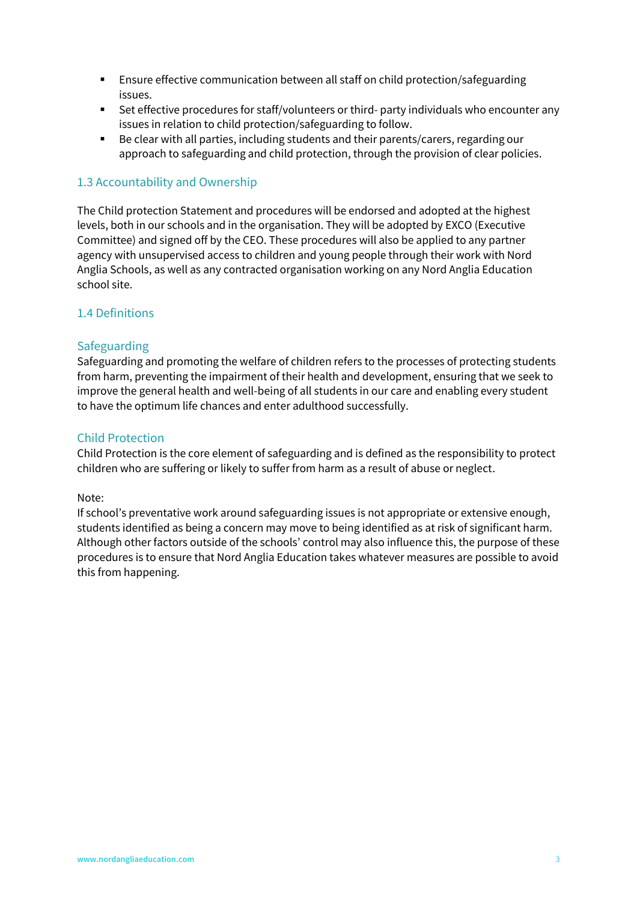- Ensure effective communication between all staff on child protection/safeguarding issues.
- Set effective procedures for staff/volunteers or third- party individuals who encounter any issues in relation to child protection/safeguarding to follow.
- Be clear with all parties, including students and their parents/carers, regarding our approach to safeguarding and child protection, through the provision of clear policies.

### 1.3 Accountability and Ownership

The Child protection Statement and procedures will be endorsed and adopted at the highest levels, both in our schools and in the organisation. They will be adopted by EXCO (Executive Committee) and signed off by the CEO. These procedures will also be applied to any partner agency with unsupervised access to children and young people through their work with Nord Anglia Schools, as well as any contracted organisation working on any Nord Anglia Education school site.

### 1.4 Definitions

#### Safeguarding

Safeguarding and promoting the welfare of children refers to the processes of protecting students from harm, preventing the impairment of their health and development, ensuring that we seek to improve the general health and well-being of all students in our care and enabling every student to have the optimum life chances and enter adulthood successfully.

#### Child Protection

Child Protection is the core element of safeguarding and is defined as the responsibility to protect children who are suffering or likely to suffer from harm as a result of abuse or neglect.

Note:
If school's preventative work around safeguarding issues is not appropriate or extensive enough, students identified as being a concern may move to being identified as at risk of significant harm. Although other factors outside of the schools' control may also influence this, the purpose of these procedures is to ensure that Nord Anglia Education takes whatever measures are possible to avoid this from happening.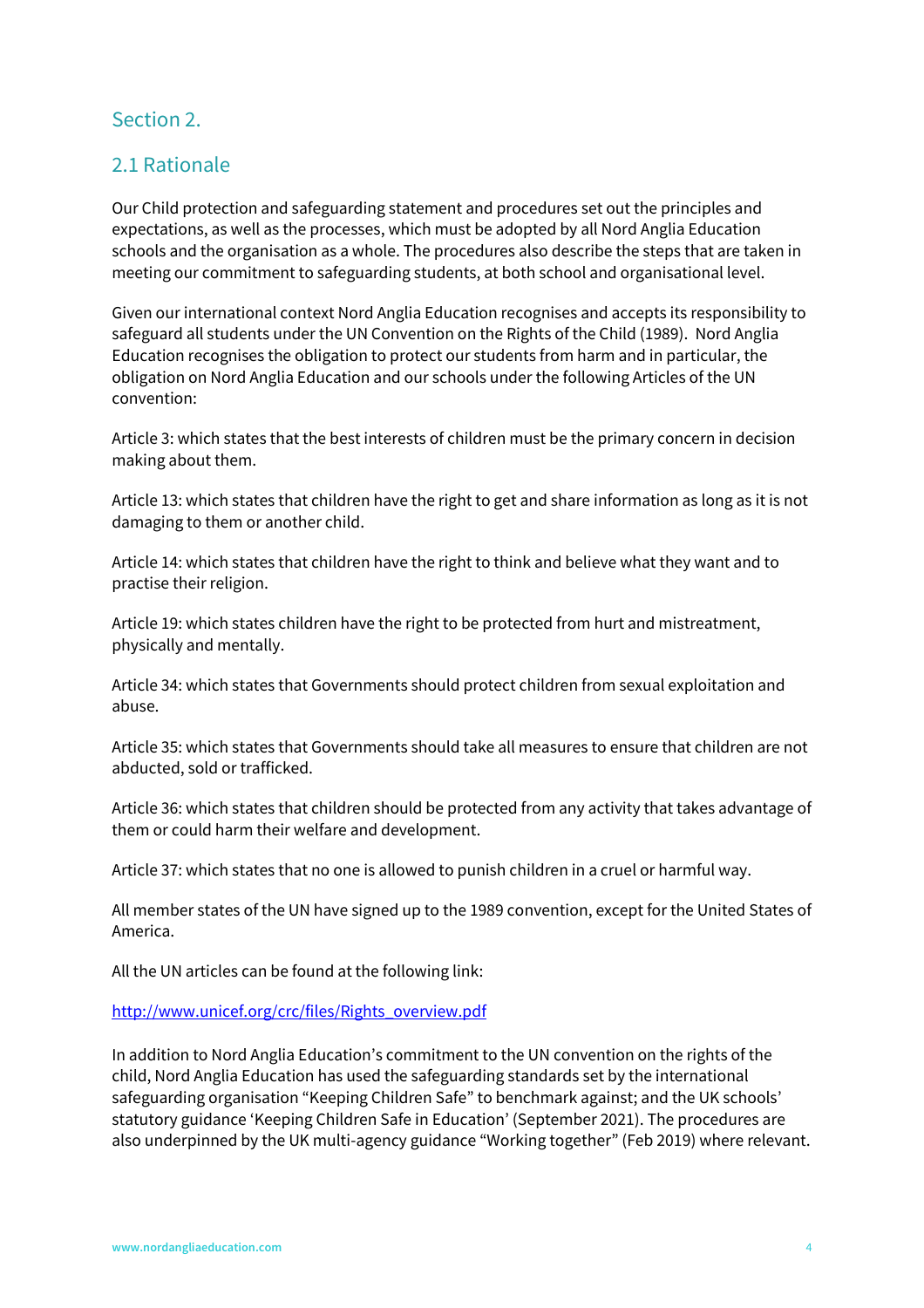## Section 2.

### 2.1 Rationale

Our Child protection and safeguarding statement and procedures set out the principles and expectations, as well as the processes, which must be adopted by all Nord Anglia Education schools and the organisation as a whole. The procedures also describe the steps that are taken in meeting our commitment to safeguarding students, at both school and organisational level.

Given our international context Nord Anglia Education recognises and accepts its responsibility to safeguard all students under the UN Convention on the Rights of the Child (1989). Nord Anglia Education recognises the obligation to protect our students from harm and in particular, the obligation on Nord Anglia Education and our schools under the following Articles of the UN convention:

Article 3: which states that the best interests of children must be the primary concern in decision making about them.

Article 13: which states that children have the right to get and share information as long as it is not damaging to them or another child.

Article 14: which states that children have the right to think and believe what they want and to practise their religion.

Article 19: which states children have the right to be protected from hurt and mistreatment, physically and mentally.

Article 34: which states that Governments should protect children from sexual exploitation and abuse.

Article 35: which states that Governments should take all measures to ensure that children are not abducted, sold or trafficked.

Article 36: which states that children should be protected from any activity that takes advantage of them or could harm their welfare and development.

Article 37: which states that no one is allowed to punish children in a cruel or harmful way.

All member states of the UN have signed up to the 1989 convention, except for the United States of America.

All the UN articles can be found at the following link:

[http://www.unicef.org/crc/files/Rights_overview.pdf](http://www.unicef.org/crc/files/Rights_overview.pdf)

In addition to Nord Anglia Education's commitment to the UN convention on the rights of the child, Nord Anglia Education has used the safeguarding standards set by the international safeguarding organisation "Keeping Children Safe" to benchmark against; and the UK schools' statutory guidance 'Keeping Children Safe in Education' (September 2021). The procedures are also underpinned by the UK multi-agency guidance "Working together" (Feb 2019) where relevant.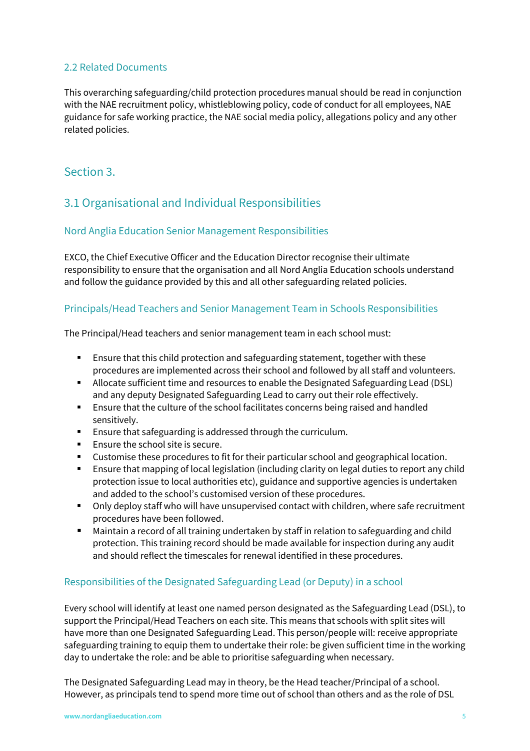### 2.2 Related Documents

This overarching safeguarding/child protection procedures manual should be read in conjunction with the NAE recruitment policy, whistleblowing policy, code of conduct for all employees, NAE guidance for safe working practice, the NAE social media policy, allegations policy and any other related policies.

## Section 3.

## 3.1 Organisational and Individual Responsibilities

### Nord Anglia Education Senior Management Responsibilities

EXCO, the Chief Executive Officer and the Education Director recognise their ultimate responsibility to ensure that the organisation and all Nord Anglia Education schools understand and follow the guidance provided by this and all other safeguarding related policies.

### Principals/Head Teachers and Senior Management Team in Schools Responsibilities

The Principal/Head teachers and senior management team in each school must:

- Ensure that this child protection and safeguarding statement, together with these procedures are implemented across their school and followed by all staff and volunteers.
- Allocate sufficient time and resources to enable the Designated Safeguarding Lead (DSL) and any deputy Designated Safeguarding Lead to carry out their role effectively.
- Ensure that the culture of the school facilitates concerns being raised and handled sensitively.
- Ensure that safeguarding is addressed through the curriculum.
- Ensure the school site is secure.
- Customise these procedures to fit for their particular school and geographical location.
- Ensure that mapping of local legislation (including clarity on legal duties to report any child protection issue to local authorities etc), guidance and supportive agencies is undertaken and added to the school's customised version of these procedures.
- Only deploy staff who will have unsupervised contact with children, where safe recruitment procedures have been followed.
- Maintain a record of all training undertaken by staff in relation to safeguarding and child protection. This training record should be made available for inspection during any audit and should reflect the timescales for renewal identified in these procedures.

### Responsibilities of the Designated Safeguarding Lead (or Deputy) in a school

Every school will identify at least one named person designated as the Safeguarding Lead (DSL), to support the Principal/Head Teachers on each site. This means that schools with split sites will have more than one Designated Safeguarding Lead. This person/people will: receive appropriate safeguarding training to equip them to undertake their role: be given sufficient time in the working day to undertake the role: and be able to prioritise safeguarding when necessary.

The Designated Safeguarding Lead may in theory, be the Head teacher/Principal of a school. However, as principals tend to spend more time out of school than others and as the role of DSL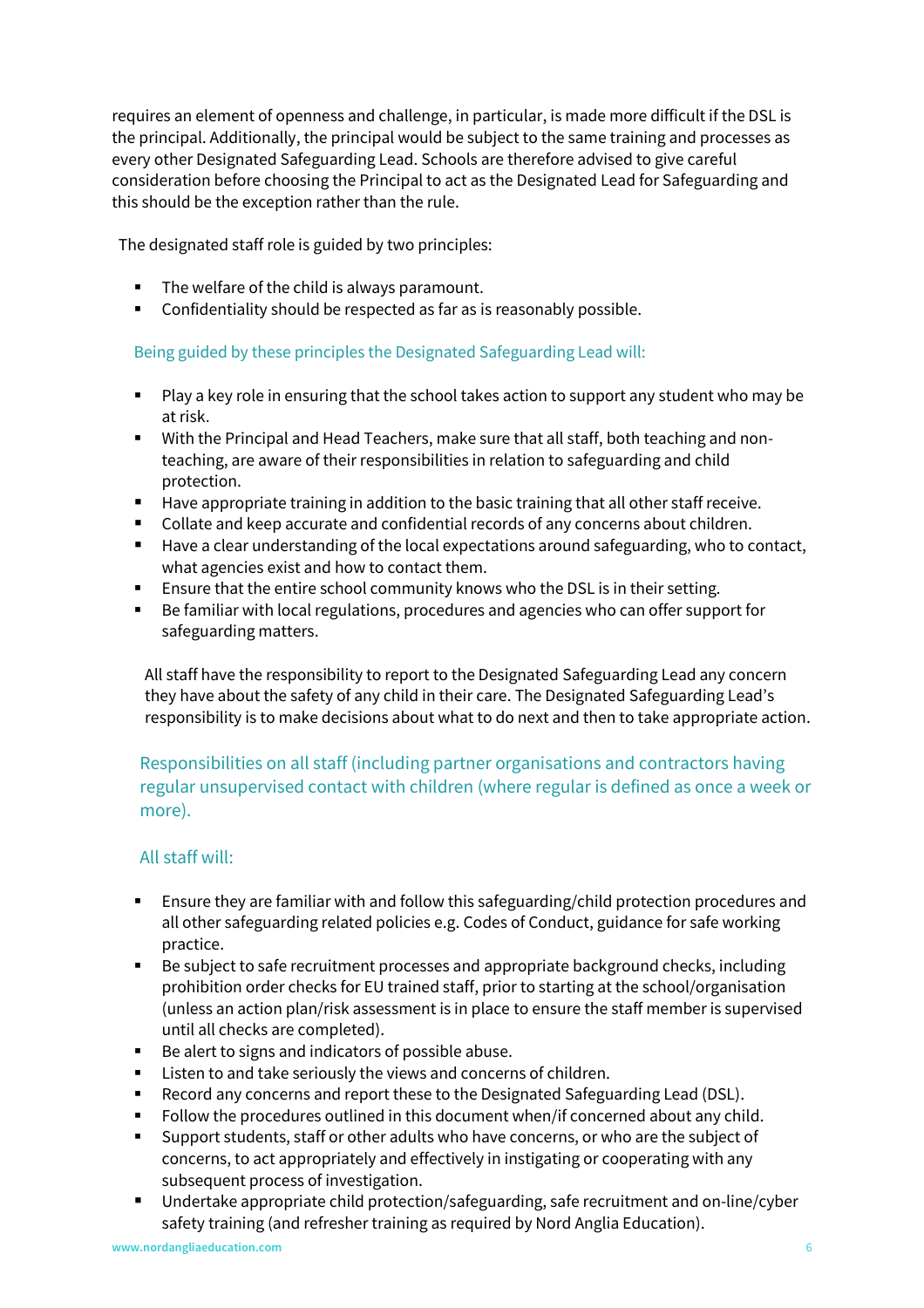requires an element of openness and challenge, in particular, is made more difficult if the DSL is the principal. Additionally, the principal would be subject to the same training and processes as every other Designated Safeguarding Lead. Schools are therefore advised to give careful consideration before choosing the Principal to act as the Designated Lead for Safeguarding and this should be the exception rather than the rule.

The designated staff role is guided by two principles:

- The welfare of the child is always paramount.
- Confidentiality should be respected as far as is reasonably possible.

### Being guided by these principles the Designated Safeguarding Lead will:

- Play a key role in ensuring that the school takes action to support any student who may be at risk.
- With the Principal and Head Teachers, make sure that all staff, both teaching and non-teaching, are aware of their responsibilities in relation to safeguarding and child protection.
- Have appropriate training in addition to the basic training that all other staff receive.
- Collate and keep accurate and confidential records of any concerns about children.
- Have a clear understanding of the local expectations around safeguarding, who to contact, what agencies exist and how to contact them.
- Ensure that the entire school community knows who the DSL is in their setting.
- Be familiar with local regulations, procedures and agencies who can offer support for safeguarding matters.

All staff have the responsibility to report to the Designated Safeguarding Lead any concern they have about the safety of any child in their care. The Designated Safeguarding Lead's responsibility is to make decisions about what to do next and then to take appropriate action.

## Responsibilities on all staff (including partner organisations and contractors having regular unsupervised contact with children (where regular is defined as once a week or more).

### All staff will:

- Ensure they are familiar with and follow this safeguarding/child protection procedures and all other safeguarding related policies e.g. Codes of Conduct, guidance for safe working practice.
- Be subject to safe recruitment processes and appropriate background checks, including prohibition order checks for EU trained staff, prior to starting at the school/organisation (unless an action plan/risk assessment is in place to ensure the staff member is supervised until all checks are completed).
- Be alert to signs and indicators of possible abuse.
- Listen to and take seriously the views and concerns of children.
- Record any concerns and report these to the Designated Safeguarding Lead (DSL).
- Follow the procedures outlined in this document when/if concerned about any child.
- Support students, staff or other adults who have concerns, or who are the subject of concerns, to act appropriately and effectively in instigating or cooperating with any subsequent process of investigation.
- Undertake appropriate child protection/safeguarding, safe recruitment and on-line/cyber safety training (and refresher training as required by Nord Anglia Education).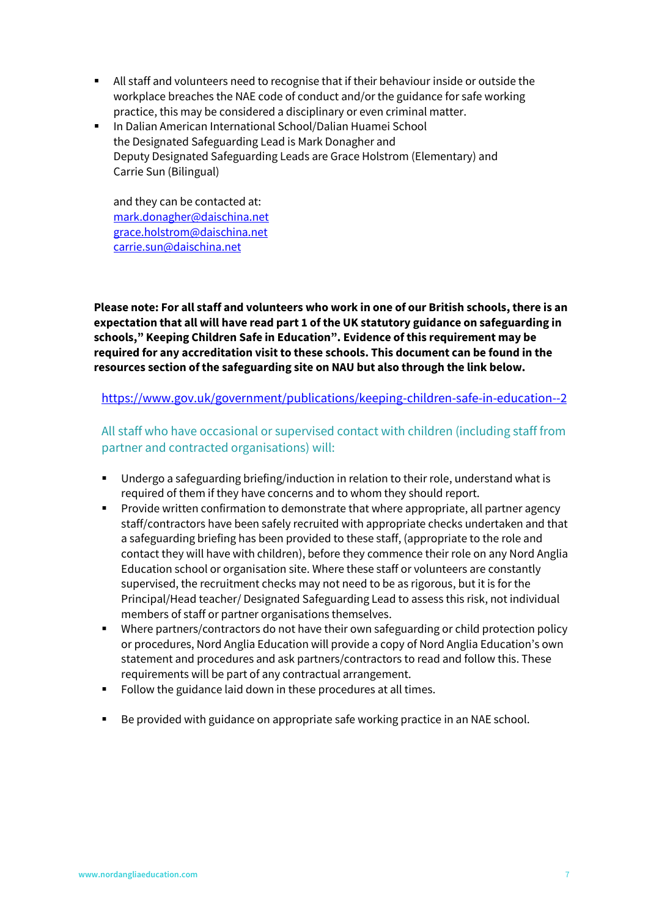- All staff and volunteers need to recognise that if their behaviour inside or outside the workplace breaches the NAE code of conduct and/or the guidance for safe working practice, this may be considered a disciplinary or even criminal matter.
- In Dalian American International School/Dalian Huamei School the Designated Safeguarding Lead is Mark Donagher and Deputy Designated Safeguarding Leads are Grace Holstrom (Elementary) and Carrie Sun (Bilingual)

  and they can be contacted at:
  mark.donagher@daischina.net
  grace.holstrom@daischina.net
  carrie.sun@daischina.net

**Please note: For all staff and volunteers who work in one of our British schools, there is an expectation that all will have read part 1 of the UK statutory guidance on safeguarding in schools," Keeping Children Safe in Education". Evidence of this requirement may be required for any accreditation visit to these schools. This document can be found in the resources section of the safeguarding site on NAU but also through the link below.**

https://www.gov.uk/government/publications/keeping-children-safe-in-education--2

### All staff who have occasional or supervised contact with children (including staff from partner and contracted organisations) will:

- Undergo a safeguarding briefing/induction in relation to their role, understand what is required of them if they have concerns and to whom they should report.
- Provide written confirmation to demonstrate that where appropriate, all partner agency staff/contractors have been safely recruited with appropriate checks undertaken and that a safeguarding briefing has been provided to these staff, (appropriate to the role and contact they will have with children), before they commence their role on any Nord Anglia Education school or organisation site. Where these staff or volunteers are constantly supervised, the recruitment checks may not need to be as rigorous, but it is for the Principal/Head teacher/ Designated Safeguarding Lead to assess this risk, not individual members of staff or partner organisations themselves.
- Where partners/contractors do not have their own safeguarding or child protection policy or procedures, Nord Anglia Education will provide a copy of Nord Anglia Education's own statement and procedures and ask partners/contractors to read and follow this. These requirements will be part of any contractual arrangement.
- Follow the guidance laid down in these procedures at all times.
- Be provided with guidance on appropriate safe working practice in an NAE school.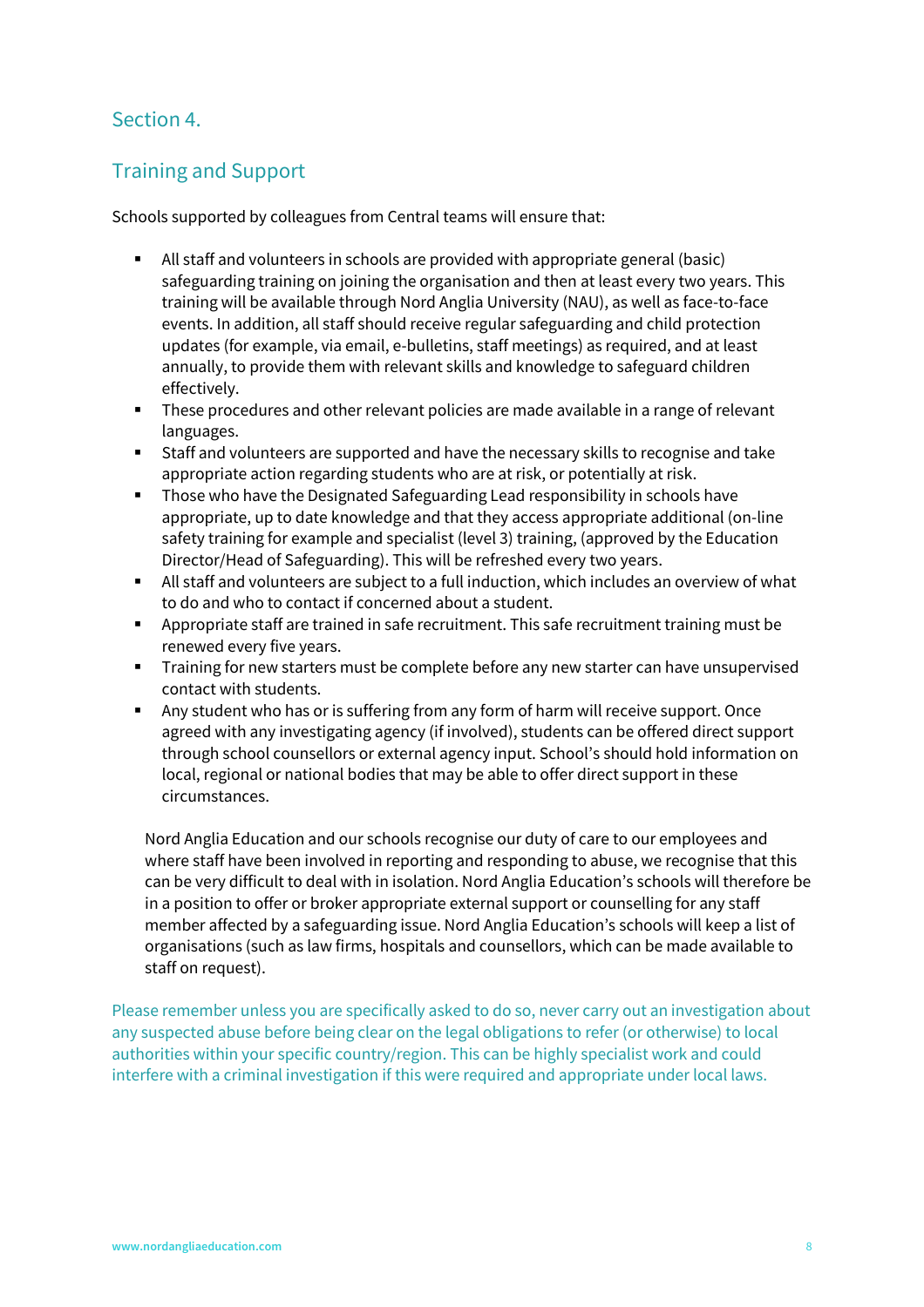## Section 4.

## Training and Support

Schools supported by colleagues from Central teams will ensure that:

- All staff and volunteers in schools are provided with appropriate general (basic) safeguarding training on joining the organisation and then at least every two years. This training will be available through Nord Anglia University (NAU), as well as face-to-face events. In addition, all staff should receive regular safeguarding and child protection updates (for example, via email, e-bulletins, staff meetings) as required, and at least annually, to provide them with relevant skills and knowledge to safeguard children effectively.
- These procedures and other relevant policies are made available in a range of relevant languages.
- Staff and volunteers are supported and have the necessary skills to recognise and take appropriate action regarding students who are at risk, or potentially at risk.
- Those who have the Designated Safeguarding Lead responsibility in schools have appropriate, up to date knowledge and that they access appropriate additional (on-line safety training for example and specialist (level 3) training, (approved by the Education Director/Head of Safeguarding). This will be refreshed every two years.
- All staff and volunteers are subject to a full induction, which includes an overview of what to do and who to contact if concerned about a student.
- Appropriate staff are trained in safe recruitment. This safe recruitment training must be renewed every five years.
- Training for new starters must be complete before any new starter can have unsupervised contact with students.
- Any student who has or is suffering from any form of harm will receive support. Once agreed with any investigating agency (if involved), students can be offered direct support through school counsellors or external agency input. School's should hold information on local, regional or national bodies that may be able to offer direct support in these circumstances.

Nord Anglia Education and our schools recognise our duty of care to our employees and where staff have been involved in reporting and responding to abuse, we recognise that this can be very difficult to deal with in isolation. Nord Anglia Education's schools will therefore be in a position to offer or broker appropriate external support or counselling for any staff member affected by a safeguarding issue. Nord Anglia Education's schools will keep a list of organisations (such as law firms, hospitals and counsellors, which can be made available to staff on request).

Please remember unless you are specifically asked to do so, never carry out an investigation about any suspected abuse before being clear on the legal obligations to refer (or otherwise) to local authorities within your specific country/region. This can be highly specialist work and could interfere with a criminal investigation if this were required and appropriate under local laws.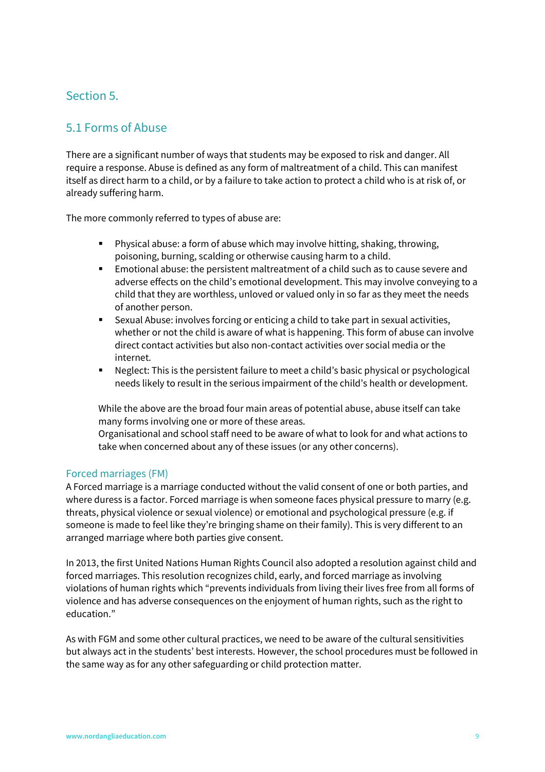## Section 5.

### 5.1 Forms of Abuse

There are a significant number of ways that students may be exposed to risk and danger. All require a response. Abuse is defined as any form of maltreatment of a child. This can manifest itself as direct harm to a child, or by a failure to take action to protect a child who is at risk of, or already suffering harm.

The more commonly referred to types of abuse are:

- Physical abuse: a form of abuse which may involve hitting, shaking, throwing, poisoning, burning, scalding or otherwise causing harm to a child.
- Emotional abuse: the persistent maltreatment of a child such as to cause severe and adverse effects on the child's emotional development. This may involve conveying to a child that they are worthless, unloved or valued only in so far as they meet the needs of another person.
- Sexual Abuse: involves forcing or enticing a child to take part in sexual activities, whether or not the child is aware of what is happening. This form of abuse can involve direct contact activities but also non-contact activities over social media or the internet.
- Neglect: This is the persistent failure to meet a child's basic physical or psychological needs likely to result in the serious impairment of the child's health or development.

While the above are the broad four main areas of potential abuse, abuse itself can take many forms involving one or more of these areas.
Organisational and school staff need to be aware of what to look for and what actions to take when concerned about any of these issues (or any other concerns).

#### Forced marriages (FM)

A Forced marriage is a marriage conducted without the valid consent of one or both parties, and where duress is a factor. Forced marriage is when someone faces physical pressure to marry (e.g. threats, physical violence or sexual violence) or emotional and psychological pressure (e.g. if someone is made to feel like they're bringing shame on their family). This is very different to an arranged marriage where both parties give consent.

In 2013, the first United Nations Human Rights Council also adopted a resolution against child and forced marriages. This resolution recognizes child, early, and forced marriage as involving violations of human rights which "prevents individuals from living their lives free from all forms of violence and has adverse consequences on the enjoyment of human rights, such as the right to education."

As with FGM and some other cultural practices, we need to be aware of the cultural sensitivities but always act in the students' best interests. However, the school procedures must be followed in the same way as for any other safeguarding or child protection matter.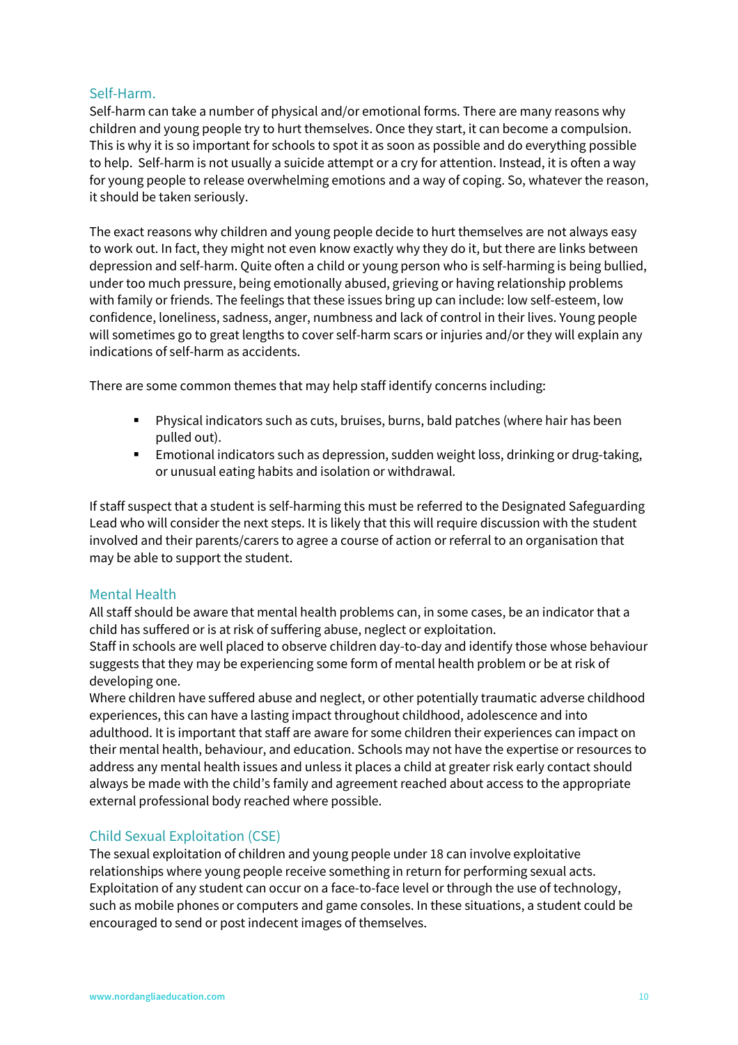## Self-Harm.

Self-harm can take a number of physical and/or emotional forms. There are many reasons why children and young people try to hurt themselves. Once they start, it can become a compulsion. This is why it is so important for schools to spot it as soon as possible and do everything possible to help. Self-harm is not usually a suicide attempt or a cry for attention. Instead, it is often a way for young people to release overwhelming emotions and a way of coping. So, whatever the reason, it should be taken seriously.

The exact reasons why children and young people decide to hurt themselves are not always easy to work out. In fact, they might not even know exactly why they do it, but there are links between depression and self-harm. Quite often a child or young person who is self-harming is being bullied, under too much pressure, being emotionally abused, grieving or having relationship problems with family or friends. The feelings that these issues bring up can include: low self-esteem, low confidence, loneliness, sadness, anger, numbness and lack of control in their lives. Young people will sometimes go to great lengths to cover self-harm scars or injuries and/or they will explain any indications of self-harm as accidents.

There are some common themes that may help staff identify concerns including:

- Physical indicators such as cuts, bruises, burns, bald patches (where hair has been pulled out).
- Emotional indicators such as depression, sudden weight loss, drinking or drug-taking, or unusual eating habits and isolation or withdrawal.

If staff suspect that a student is self-harming this must be referred to the Designated Safeguarding Lead who will consider the next steps. It is likely that this will require discussion with the student involved and their parents/carers to agree a course of action or referral to an organisation that may be able to support the student.

## Mental Health

All staff should be aware that mental health problems can, in some cases, be an indicator that a child has suffered or is at risk of suffering abuse, neglect or exploitation.
Staff in schools are well placed to observe children day-to-day and identify those whose behaviour suggests that they may be experiencing some form of mental health problem or be at risk of developing one.
Where children have suffered abuse and neglect, or other potentially traumatic adverse childhood experiences, this can have a lasting impact throughout childhood, adolescence and into adulthood. It is important that staff are aware for some children their experiences can impact on their mental health, behaviour, and education. Schools may not have the expertise or resources to address any mental health issues and unless it places a child at greater risk early contact should always be made with the child's family and agreement reached about access to the appropriate external professional body reached where possible.

## Child Sexual Exploitation (CSE)

The sexual exploitation of children and young people under 18 can involve exploitative relationships where young people receive something in return for performing sexual acts. Exploitation of any student can occur on a face-to-face level or through the use of technology, such as mobile phones or computers and game consoles. In these situations, a student could be encouraged to send or post indecent images of themselves.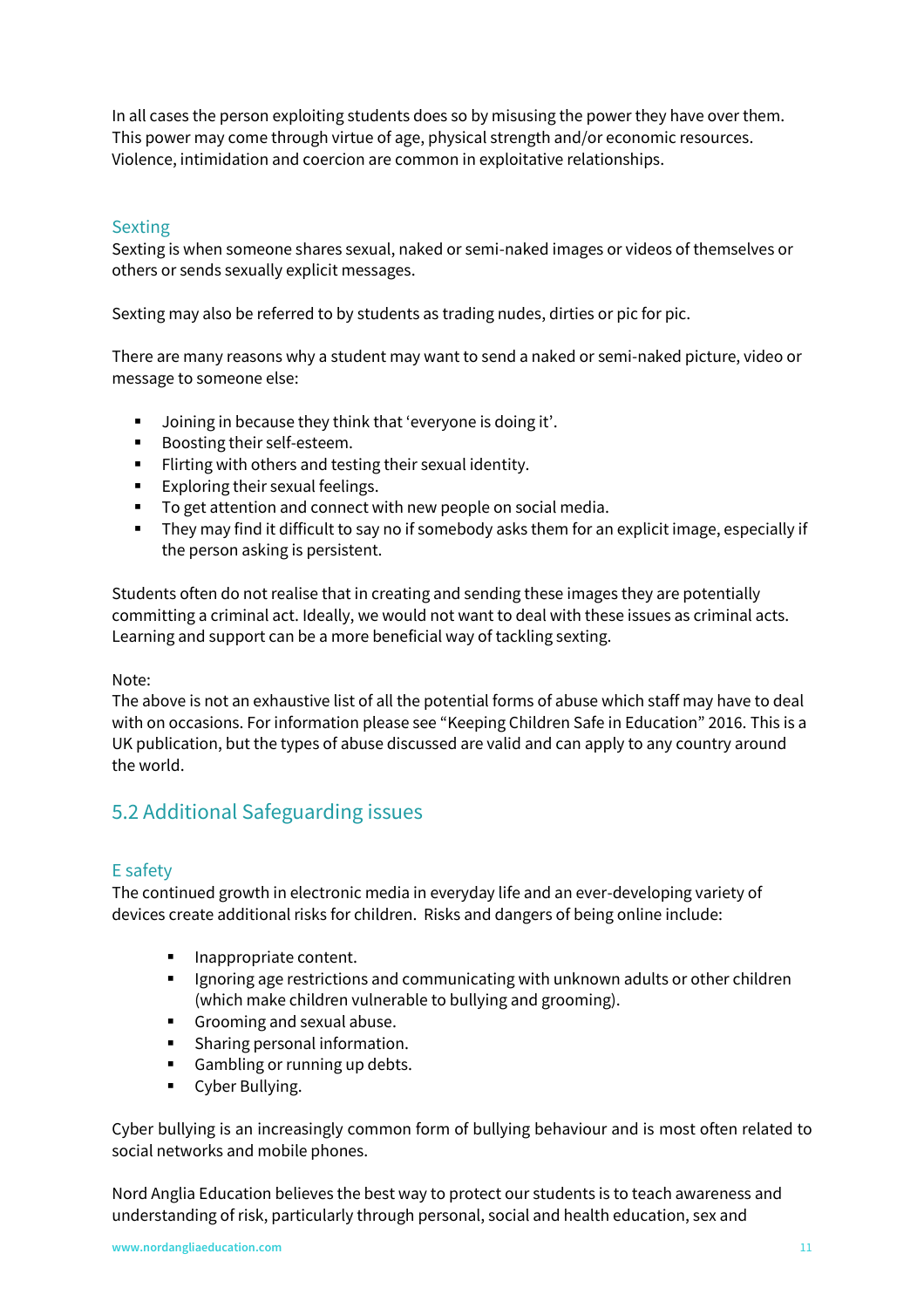In all cases the person exploiting students does so by misusing the power they have over them. This power may come through virtue of age, physical strength and/or economic resources. Violence, intimidation and coercion are common in exploitative relationships.

### Sexting

Sexting is when someone shares sexual, naked or semi-naked images or videos of themselves or others or sends sexually explicit messages.

Sexting may also be referred to by students as trading nudes, dirties or pic for pic.

There are many reasons why a student may want to send a naked or semi-naked picture, video or message to someone else:

- Joining in because they think that 'everyone is doing it'.
- Boosting their self-esteem.
- Flirting with others and testing their sexual identity.
- Exploring their sexual feelings.
- To get attention and connect with new people on social media.
- They may find it difficult to say no if somebody asks them for an explicit image, especially if the person asking is persistent.

Students often do not realise that in creating and sending these images they are potentially committing a criminal act. Ideally, we would not want to deal with these issues as criminal acts. Learning and support can be a more beneficial way of tackling sexting.

Note:
The above is not an exhaustive list of all the potential forms of abuse which staff may have to deal with on occasions. For information please see "Keeping Children Safe in Education" 2016. This is a UK publication, but the types of abuse discussed are valid and can apply to any country around the world.

## 5.2 Additional Safeguarding issues

### E safety

The continued growth in electronic media in everyday life and an ever-developing variety of devices create additional risks for children. Risks and dangers of being online include:

- Inappropriate content.
- Ignoring age restrictions and communicating with unknown adults or other children (which make children vulnerable to bullying and grooming).
- Grooming and sexual abuse.
- Sharing personal information.
- Gambling or running up debts.
- Cyber Bullying.

Cyber bullying is an increasingly common form of bullying behaviour and is most often related to social networks and mobile phones.

Nord Anglia Education believes the best way to protect our students is to teach awareness and understanding of risk, particularly through personal, social and health education, sex and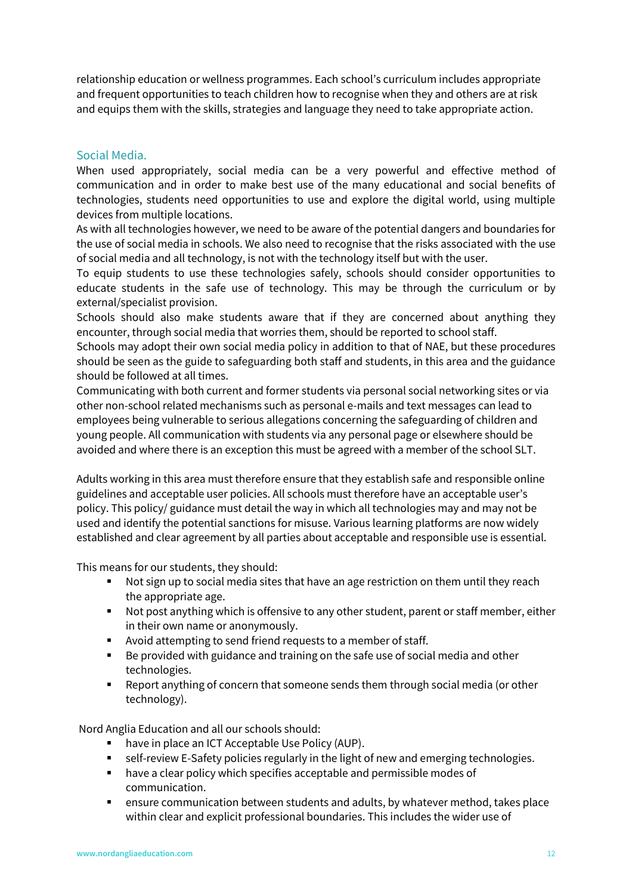relationship education or wellness programmes. Each school's curriculum includes appropriate and frequent opportunities to teach children how to recognise when they and others are at risk and equips them with the skills, strategies and language they need to take appropriate action.

## Social Media.

When used appropriately, social media can be a very powerful and effective method of communication and in order to make best use of the many educational and social benefits of technologies, students need opportunities to use and explore the digital world, using multiple devices from multiple locations.

As with all technologies however, we need to be aware of the potential dangers and boundaries for the use of social media in schools. We also need to recognise that the risks associated with the use of social media and all technology, is not with the technology itself but with the user.

To equip students to use these technologies safely, schools should consider opportunities to educate students in the safe use of technology. This may be through the curriculum or by external/specialist provision.

Schools should also make students aware that if they are concerned about anything they encounter, through social media that worries them, should be reported to school staff.

Schools may adopt their own social media policy in addition to that of NAE, but these procedures should be seen as the guide to safeguarding both staff and students, in this area and the guidance should be followed at all times.

Communicating with both current and former students via personal social networking sites or via other non-school related mechanisms such as personal e-mails and text messages can lead to employees being vulnerable to serious allegations concerning the safeguarding of children and young people. All communication with students via any personal page or elsewhere should be avoided and where there is an exception this must be agreed with a member of the school SLT.

Adults working in this area must therefore ensure that they establish safe and responsible online guidelines and acceptable user policies. All schools must therefore have an acceptable user's policy. This policy/ guidance must detail the way in which all technologies may and may not be used and identify the potential sanctions for misuse. Various learning platforms are now widely established and clear agreement by all parties about acceptable and responsible use is essential.

This means for our students, they should:

- Not sign up to social media sites that have an age restriction on them until they reach the appropriate age.
- Not post anything which is offensive to any other student, parent or staff member, either in their own name or anonymously.
- Avoid attempting to send friend requests to a member of staff.
- Be provided with guidance and training on the safe use of social media and other technologies.
- Report anything of concern that someone sends them through social media (or other technology).

Nord Anglia Education and all our schools should:

- have in place an ICT Acceptable Use Policy (AUP).
- self-review E-Safety policies regularly in the light of new and emerging technologies.
- have a clear policy which specifies acceptable and permissible modes of communication.
- ensure communication between students and adults, by whatever method, takes place within clear and explicit professional boundaries. This includes the wider use of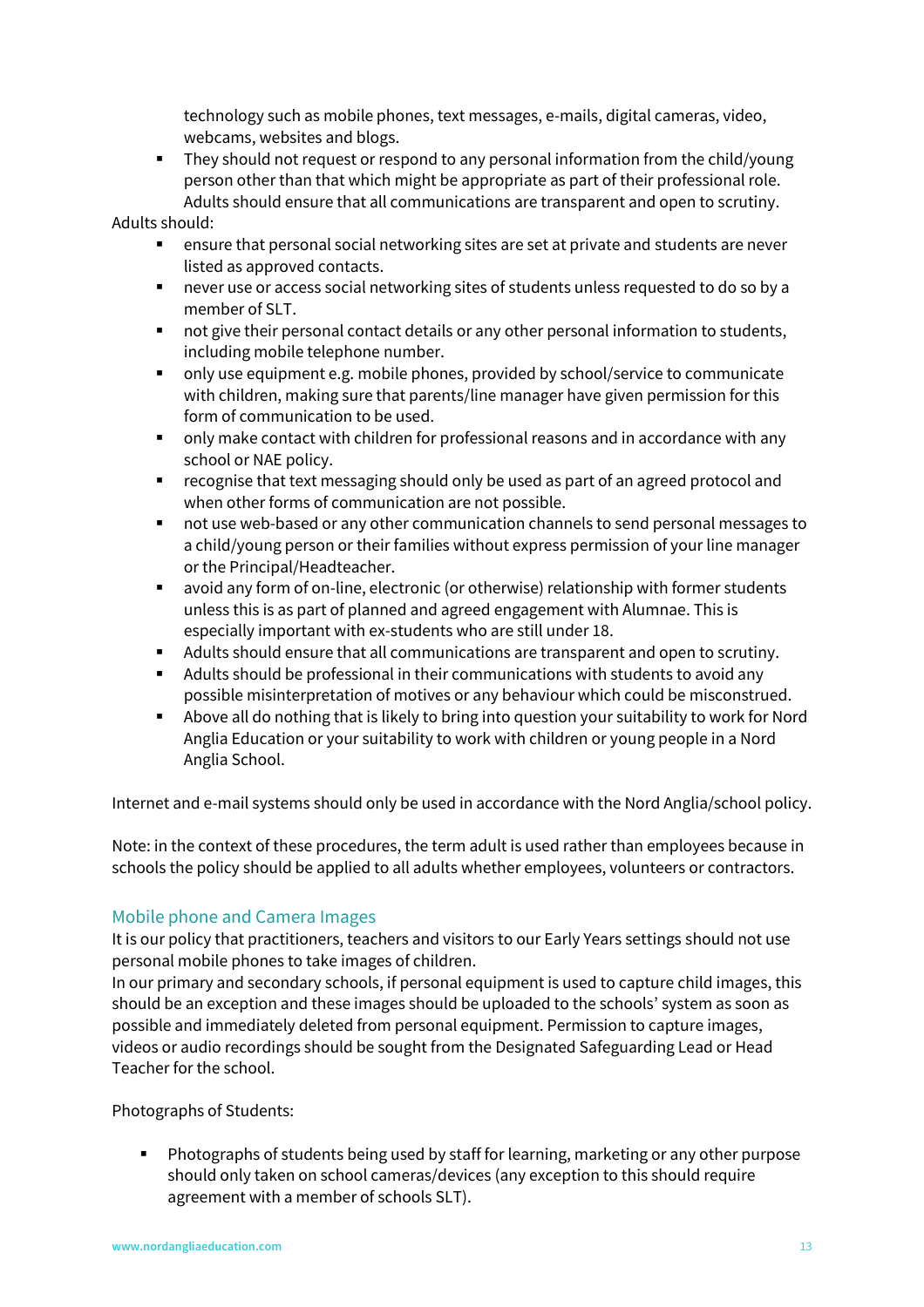technology such as mobile phones, text messages, e-mails, digital cameras, video, webcams, websites and blogs.

- They should not request or respond to any personal information from the child/young person other than that which might be appropriate as part of their professional role. Adults should ensure that all communications are transparent and open to scrutiny.

Adults should:

- ensure that personal social networking sites are set at private and students are never listed as approved contacts.
- never use or access social networking sites of students unless requested to do so by a member of SLT.
- not give their personal contact details or any other personal information to students, including mobile telephone number.
- only use equipment e.g. mobile phones, provided by school/service to communicate with children, making sure that parents/line manager have given permission for this form of communication to be used.
- only make contact with children for professional reasons and in accordance with any school or NAE policy.
- recognise that text messaging should only be used as part of an agreed protocol and when other forms of communication are not possible.
- not use web-based or any other communication channels to send personal messages to a child/young person or their families without express permission of your line manager or the Principal/Headteacher.
- avoid any form of on-line, electronic (or otherwise) relationship with former students unless this is as part of planned and agreed engagement with Alumnae. This is especially important with ex-students who are still under 18.
- Adults should ensure that all communications are transparent and open to scrutiny.
- Adults should be professional in their communications with students to avoid any possible misinterpretation of motives or any behaviour which could be misconstrued.
- Above all do nothing that is likely to bring into question your suitability to work for Nord Anglia Education or your suitability to work with children or young people in a Nord Anglia School.

Internet and e-mail systems should only be used in accordance with the Nord Anglia/school policy.

Note: in the context of these procedures, the term adult is used rather than employees because in schools the policy should be applied to all adults whether employees, volunteers or contractors.

## Mobile phone and Camera Images

It is our policy that practitioners, teachers and visitors to our Early Years settings should not use personal mobile phones to take images of children.

In our primary and secondary schools, if personal equipment is used to capture child images, this should be an exception and these images should be uploaded to the schools' system as soon as possible and immediately deleted from personal equipment. Permission to capture images, videos or audio recordings should be sought from the Designated Safeguarding Lead or Head Teacher for the school.

Photographs of Students:

- Photographs of students being used by staff for learning, marketing or any other purpose should only taken on school cameras/devices (any exception to this should require agreement with a member of schools SLT).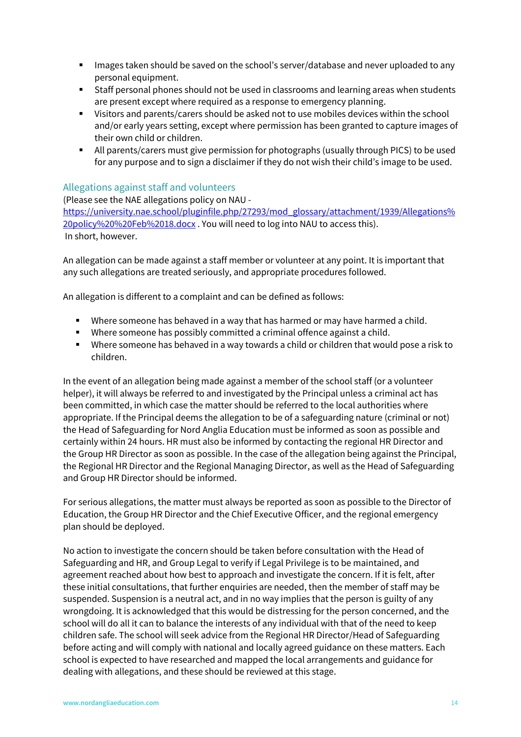- Images taken should be saved on the school's server/database and never uploaded to any personal equipment.
- Staff personal phones should not be used in classrooms and learning areas when students are present except where required as a response to emergency planning.
- Visitors and parents/carers should be asked not to use mobiles devices within the school and/or early years setting, except where permission has been granted to capture images of their own child or children.
- All parents/carers must give permission for photographs (usually through PICS) to be used for any purpose and to sign a disclaimer if they do not wish their child's image to be used.

## Allegations against staff and volunteers

(Please see the NAE allegations policy on NAU - [https://university.nae.school/pluginfile.php/27293/mod_glossary/attachment/1939/Allegations%20policy%20%20Feb%2018.docx](https://university.nae.school/pluginfile.php/27293/mod_glossary/attachment/1939/Allegations%20policy%20%20Feb%2018.docx) . You will need to log into NAU to access this).
In short, however.

An allegation can be made against a staff member or volunteer at any point. It is important that any such allegations are treated seriously, and appropriate procedures followed.

An allegation is different to a complaint and can be defined as follows:

- Where someone has behaved in a way that has harmed or may have harmed a child.
- Where someone has possibly committed a criminal offence against a child.
- Where someone has behaved in a way towards a child or children that would pose a risk to children.

In the event of an allegation being made against a member of the school staff (or a volunteer helper), it will always be referred to and investigated by the Principal unless a criminal act has been committed, in which case the matter should be referred to the local authorities where appropriate. If the Principal deems the allegation to be of a safeguarding nature (criminal or not) the Head of Safeguarding for Nord Anglia Education must be informed as soon as possible and certainly within 24 hours. HR must also be informed by contacting the regional HR Director and the Group HR Director as soon as possible. In the case of the allegation being against the Principal, the Regional HR Director and the Regional Managing Director, as well as the Head of Safeguarding and Group HR Director should be informed.

For serious allegations, the matter must always be reported as soon as possible to the Director of Education, the Group HR Director and the Chief Executive Officer, and the regional emergency plan should be deployed.

No action to investigate the concern should be taken before consultation with the Head of Safeguarding and HR, and Group Legal to verify if Legal Privilege is to be maintained, and agreement reached about how best to approach and investigate the concern. If it is felt, after these initial consultations, that further enquiries are needed, then the member of staff may be suspended. Suspension is a neutral act, and in no way implies that the person is guilty of any wrongdoing. It is acknowledged that this would be distressing for the person concerned, and the school will do all it can to balance the interests of any individual with that of the need to keep children safe. The school will seek advice from the Regional HR Director/Head of Safeguarding before acting and will comply with national and locally agreed guidance on these matters. Each school is expected to have researched and mapped the local arrangements and guidance for dealing with allegations, and these should be reviewed at this stage.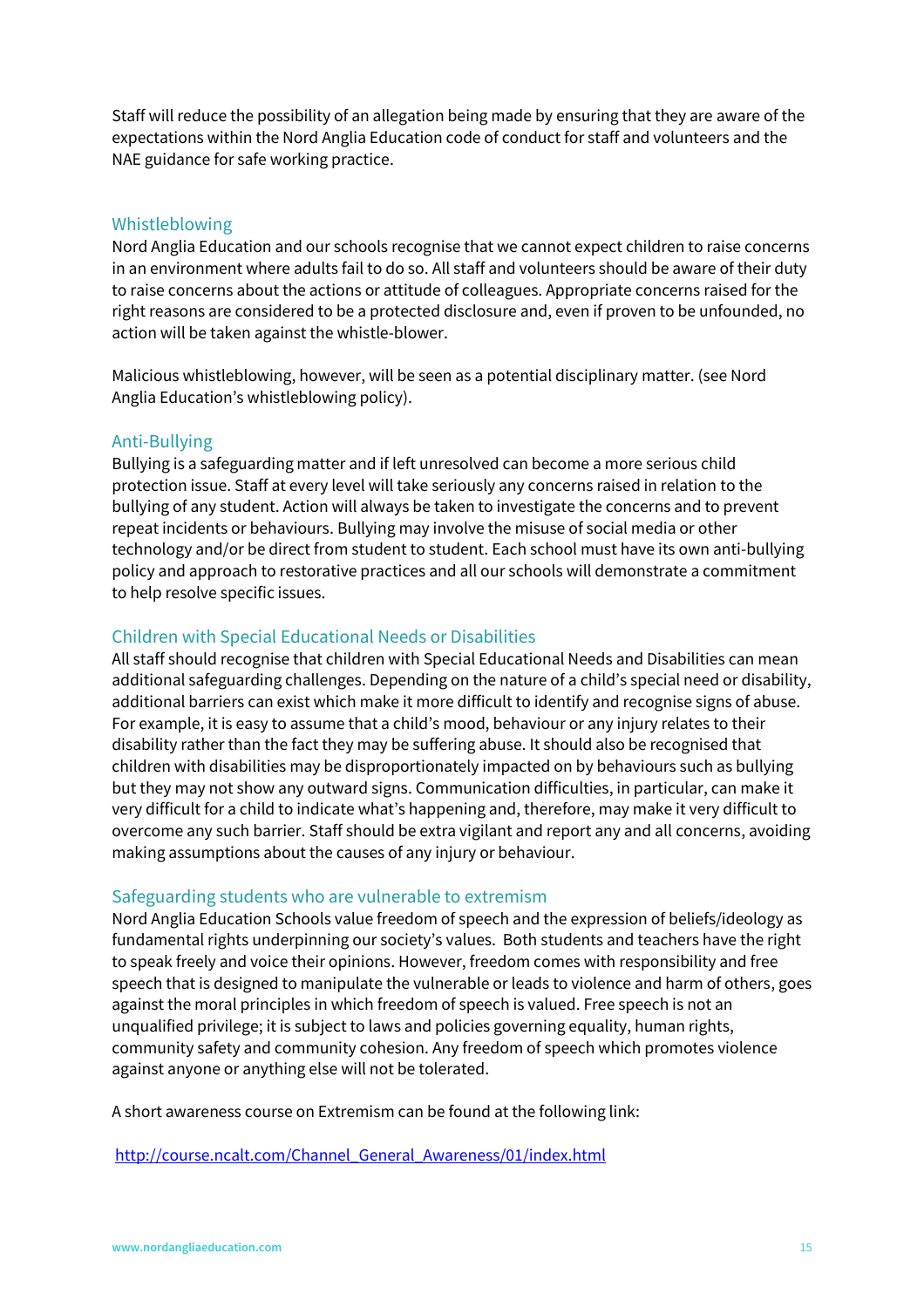Staff will reduce the possibility of an allegation being made by ensuring that they are aware of the expectations within the Nord Anglia Education code of conduct for staff and volunteers and the NAE guidance for safe working practice.

## Whistleblowing

Nord Anglia Education and our schools recognise that we cannot expect children to raise concerns in an environment where adults fail to do so. All staff and volunteers should be aware of their duty to raise concerns about the actions or attitude of colleagues. Appropriate concerns raised for the right reasons are considered to be a protected disclosure and, even if proven to be unfounded, no action will be taken against the whistle-blower.

Malicious whistleblowing, however, will be seen as a potential disciplinary matter. (see Nord Anglia Education's whistleblowing policy).

## Anti-Bullying

Bullying is a safeguarding matter and if left unresolved can become a more serious child protection issue. Staff at every level will take seriously any concerns raised in relation to the bullying of any student. Action will always be taken to investigate the concerns and to prevent repeat incidents or behaviours. Bullying may involve the misuse of social media or other technology and/or be direct from student to student. Each school must have its own anti-bullying policy and approach to restorative practices and all our schools will demonstrate a commitment to help resolve specific issues.

## Children with Special Educational Needs or Disabilities

All staff should recognise that children with Special Educational Needs and Disabilities can mean additional safeguarding challenges. Depending on the nature of a child's special need or disability, additional barriers can exist which make it more difficult to identify and recognise signs of abuse. For example, it is easy to assume that a child's mood, behaviour or any injury relates to their disability rather than the fact they may be suffering abuse. It should also be recognised that children with disabilities may be disproportionately impacted on by behaviours such as bullying but they may not show any outward signs. Communication difficulties, in particular, can make it very difficult for a child to indicate what's happening and, therefore, may make it very difficult to overcome any such barrier. Staff should be extra vigilant and report any and all concerns, avoiding making assumptions about the causes of any injury or behaviour.

## Safeguarding students who are vulnerable to extremism

Nord Anglia Education Schools value freedom of speech and the expression of beliefs/ideology as fundamental rights underpinning our society's values. Both students and teachers have the right to speak freely and voice their opinions. However, freedom comes with responsibility and free speech that is designed to manipulate the vulnerable or leads to violence and harm of others, goes against the moral principles in which freedom of speech is valued. Free speech is not an unqualified privilege; it is subject to laws and policies governing equality, human rights, community safety and community cohesion. Any freedom of speech which promotes violence against anyone or anything else will not be tolerated.

A short awareness course on Extremism can be found at the following link:

http://course.ncalt.com/Channel_General_Awareness/01/index.html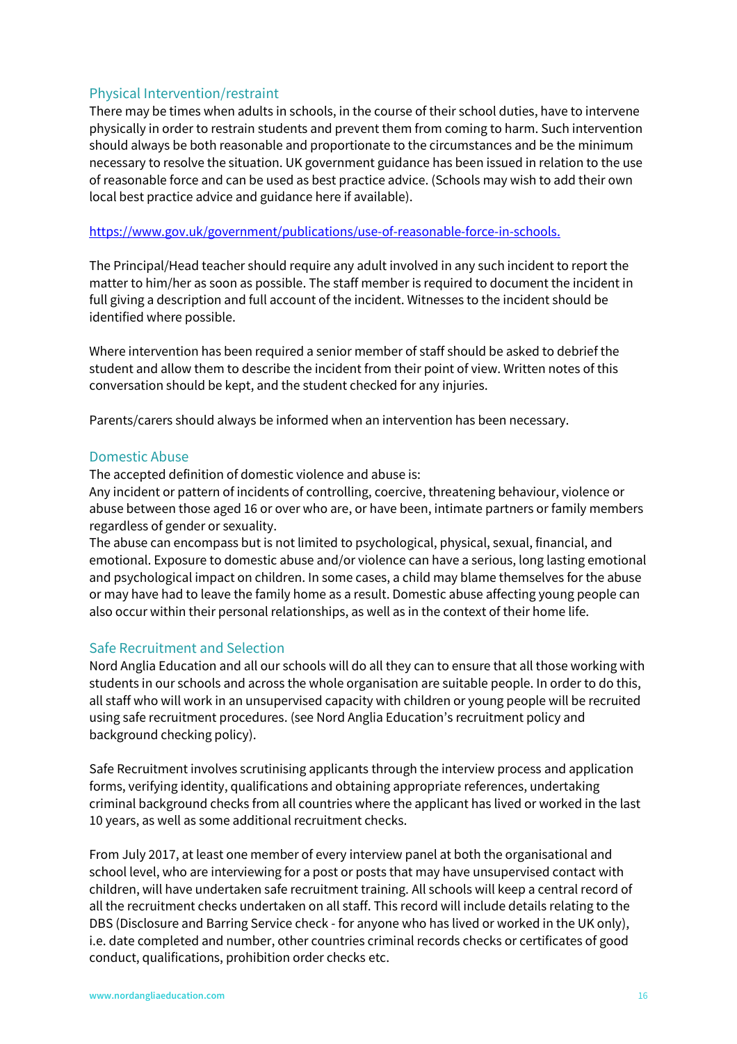## Physical Intervention/restraint

There may be times when adults in schools, in the course of their school duties, have to intervene physically in order to restrain students and prevent them from coming to harm. Such intervention should always be both reasonable and proportionate to the circumstances and be the minimum necessary to resolve the situation. UK government guidance has been issued in relation to the use of reasonable force and can be used as best practice advice. (Schools may wish to add their own local best practice advice and guidance here if available).

https://www.gov.uk/government/publications/use-of-reasonable-force-in-schools.

The Principal/Head teacher should require any adult involved in any such incident to report the matter to him/her as soon as possible. The staff member is required to document the incident in full giving a description and full account of the incident. Witnesses to the incident should be identified where possible.

Where intervention has been required a senior member of staff should be asked to debrief the student and allow them to describe the incident from their point of view. Written notes of this conversation should be kept, and the student checked for any injuries.

Parents/carers should always be informed when an intervention has been necessary.

## Domestic Abuse

The accepted definition of domestic violence and abuse is:
Any incident or pattern of incidents of controlling, coercive, threatening behaviour, violence or abuse between those aged 16 or over who are, or have been, intimate partners or family members regardless of gender or sexuality.
The abuse can encompass but is not limited to psychological, physical, sexual, financial, and emotional. Exposure to domestic abuse and/or violence can have a serious, long lasting emotional and psychological impact on children. In some cases, a child may blame themselves for the abuse or may have had to leave the family home as a result. Domestic abuse affecting young people can also occur within their personal relationships, as well as in the context of their home life.

## Safe Recruitment and Selection

Nord Anglia Education and all our schools will do all they can to ensure that all those working with students in our schools and across the whole organisation are suitable people. In order to do this, all staff who will work in an unsupervised capacity with children or young people will be recruited using safe recruitment procedures. (see Nord Anglia Education's recruitment policy and background checking policy).

Safe Recruitment involves scrutinising applicants through the interview process and application forms, verifying identity, qualifications and obtaining appropriate references, undertaking criminal background checks from all countries where the applicant has lived or worked in the last 10 years, as well as some additional recruitment checks.

From July 2017, at least one member of every interview panel at both the organisational and school level, who are interviewing for a post or posts that may have unsupervised contact with children, will have undertaken safe recruitment training. All schools will keep a central record of all the recruitment checks undertaken on all staff. This record will include details relating to the DBS (Disclosure and Barring Service check - for anyone who has lived or worked in the UK only), i.e. date completed and number, other countries criminal records checks or certificates of good conduct, qualifications, prohibition order checks etc.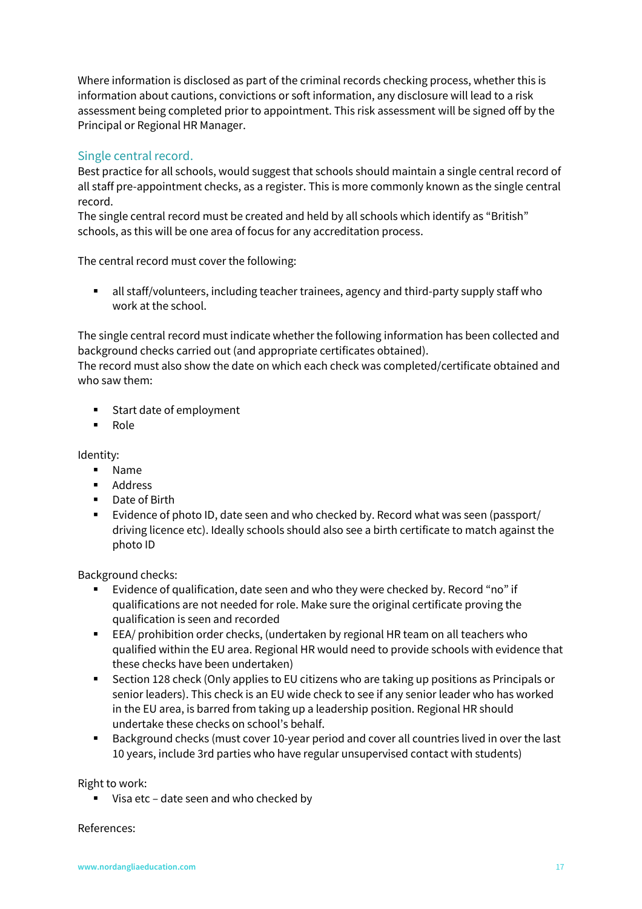Where information is disclosed as part of the criminal records checking process, whether this is information about cautions, convictions or soft information, any disclosure will lead to a risk assessment being completed prior to appointment. This risk assessment will be signed off by the Principal or Regional HR Manager.

## Single central record.

Best practice for all schools, would suggest that schools should maintain a single central record of all staff pre-appointment checks, as a register. This is more commonly known as the single central record.

The single central record must be created and held by all schools which identify as "British" schools, as this will be one area of focus for any accreditation process.

The central record must cover the following:

- all staff/volunteers, including teacher trainees, agency and third-party supply staff who work at the school.

The single central record must indicate whether the following information has been collected and background checks carried out (and appropriate certificates obtained).

The record must also show the date on which each check was completed/certificate obtained and who saw them:

- Start date of employment
- Role

Identity:

- Name
- Address
- Date of Birth
- Evidence of photo ID, date seen and who checked by. Record what was seen (passport/ driving licence etc). Ideally schools should also see a birth certificate to match against the photo ID

Background checks:

- Evidence of qualification, date seen and who they were checked by. Record "no" if qualifications are not needed for role. Make sure the original certificate proving the qualification is seen and recorded
- EEA/ prohibition order checks, (undertaken by regional HR team on all teachers who qualified within the EU area. Regional HR would need to provide schools with evidence that these checks have been undertaken)
- Section 128 check (Only applies to EU citizens who are taking up positions as Principals or senior leaders). This check is an EU wide check to see if any senior leader who has worked in the EU area, is barred from taking up a leadership position. Regional HR should undertake these checks on school's behalf.
- Background checks (must cover 10-year period and cover all countries lived in over the last 10 years, include 3rd parties who have regular unsupervised contact with students)

Right to work:

- Visa etc – date seen and who checked by

References: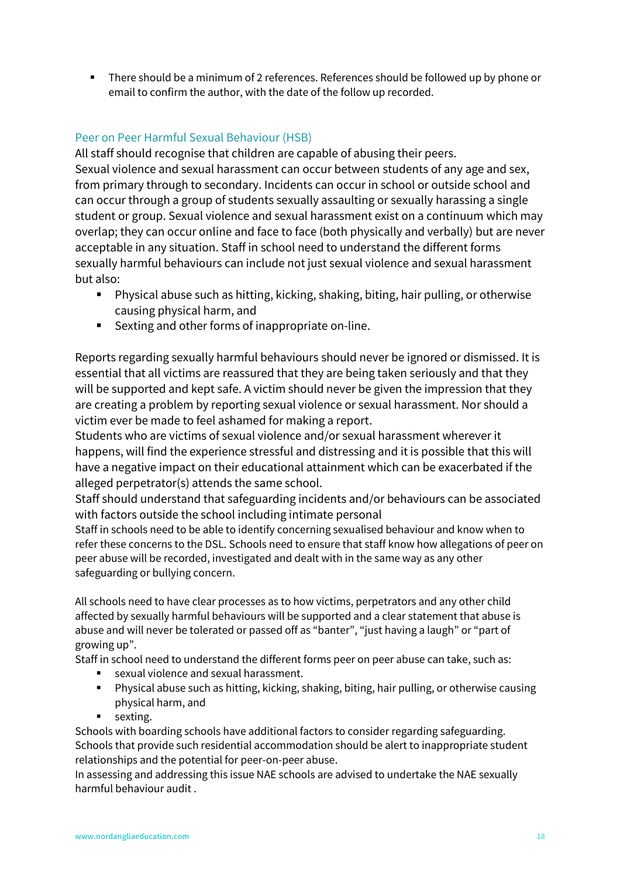- There should be a minimum of 2 references. References should be followed up by phone or email to confirm the author, with the date of the follow up recorded.

## Peer on Peer Harmful Sexual Behaviour (HSB)

All staff should recognise that children are capable of abusing their peers.
Sexual violence and sexual harassment can occur between students of any age and sex, from primary through to secondary. Incidents can occur in school or outside school and can occur through a group of students sexually assaulting or sexually harassing a single student or group. Sexual violence and sexual harassment exist on a continuum which may overlap; they can occur online and face to face (both physically and verbally) but are never acceptable in any situation. Staff in school need to understand the different forms sexually harmful behaviours can include not just sexual violence and sexual harassment but also:

- Physical abuse such as hitting, kicking, shaking, biting, hair pulling, or otherwise causing physical harm, and
- Sexting and other forms of inappropriate on-line.

Reports regarding sexually harmful behaviours should never be ignored or dismissed. It is essential that all victims are reassured that they are being taken seriously and that they will be supported and kept safe. A victim should never be given the impression that they are creating a problem by reporting sexual violence or sexual harassment. Nor should a victim ever be made to feel ashamed for making a report.
Students who are victims of sexual violence and/or sexual harassment wherever it happens, will find the experience stressful and distressing and it is possible that this will have a negative impact on their educational attainment which can be exacerbated if the alleged perpetrator(s) attends the same school.
Staff should understand that safeguarding incidents and/or behaviours can be associated with factors outside the school including intimate personal
Staff in schools need to be able to identify concerning sexualised behaviour and know when to refer these concerns to the DSL. Schools need to ensure that staff know how allegations of peer on peer abuse will be recorded, investigated and dealt with in the same way as any other safeguarding or bullying concern.

All schools need to have clear processes as to how victims, perpetrators and any other child affected by sexually harmful behaviours will be supported and a clear statement that abuse is abuse and will never be tolerated or passed off as "banter", "just having a laugh" or "part of growing up".
Staff in school need to understand the different forms peer on peer abuse can take, such as:

- sexual violence and sexual harassment.
- Physical abuse such as hitting, kicking, shaking, biting, hair pulling, or otherwise causing physical harm, and
- sexting.

Schools with boarding schools have additional factors to consider regarding safeguarding. Schools that provide such residential accommodation should be alert to inappropriate student relationships and the potential for peer-on-peer abuse.
In assessing and addressing this issue NAE schools are advised to undertake the NAE sexually harmful behaviour audit .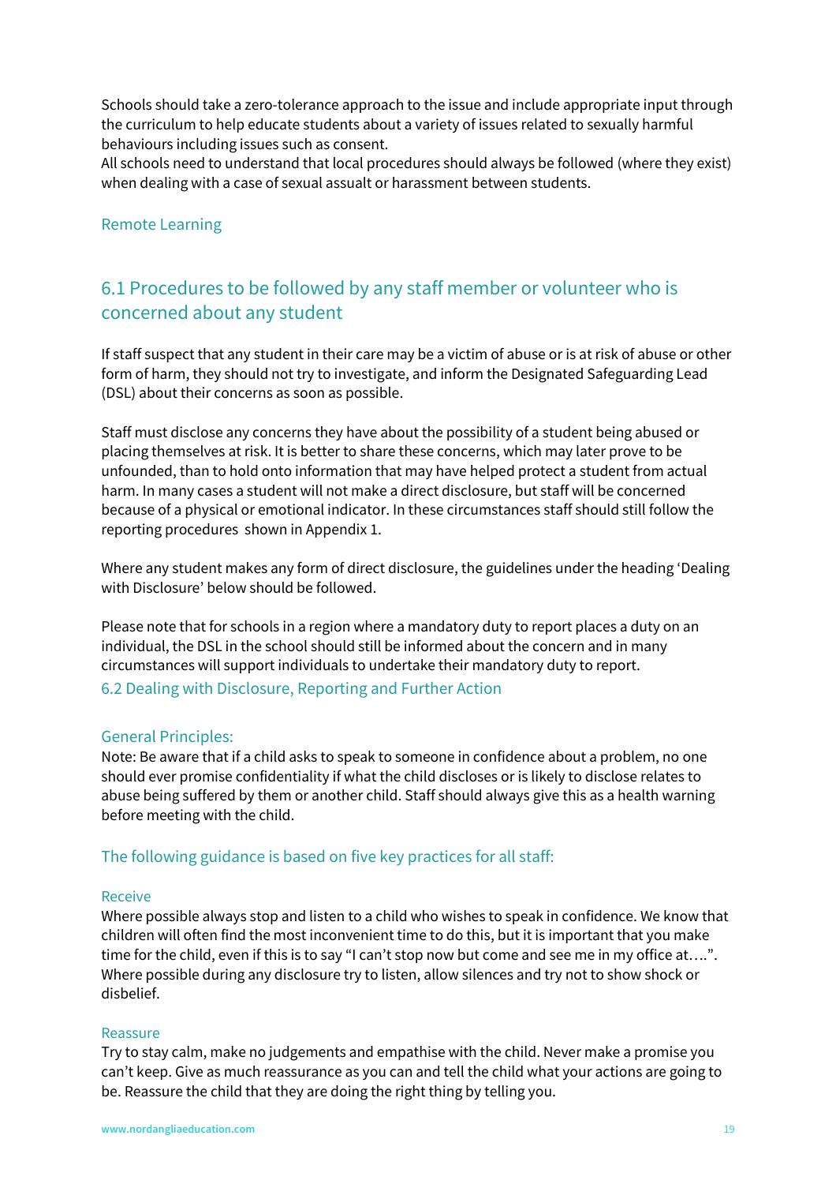Schools should take a zero-tolerance approach to the issue and include appropriate input through the curriculum to help educate students about a variety of issues related to sexually harmful behaviours including issues such as consent.
All schools need to understand that local procedures should always be followed (where they exist) when dealing with a case of sexual assault or harassment between students.

### Remote Learning

## 6.1 Procedures to be followed by any staff member or volunteer who is concerned about any student

If staff suspect that any student in their care may be a victim of abuse or is at risk of abuse or other form of harm, they should not try to investigate, and inform the Designated Safeguarding Lead (DSL) about their concerns as soon as possible.

Staff must disclose any concerns they have about the possibility of a student being abused or placing themselves at risk. It is better to share these concerns, which may later prove to be unfounded, than to hold onto information that may have helped protect a student from actual harm. In many cases a student will not make a direct disclosure, but staff will be concerned because of a physical or emotional indicator. In these circumstances staff should still follow the reporting procedures shown in Appendix 1.

Where any student makes any form of direct disclosure, the guidelines under the heading 'Dealing with Disclosure' below should be followed.

Please note that for schools in a region where a mandatory duty to report places a duty on an individual, the DSL in the school should still be informed about the concern and in many circumstances will support individuals to undertake their mandatory duty to report.

## 6.2 Dealing with Disclosure, Reporting and Further Action

### General Principles:

Note: Be aware that if a child asks to speak to someone in confidence about a problem, no one should ever promise confidentiality if what the child discloses or is likely to disclose relates to abuse being suffered by them or another child. Staff should always give this as a health warning before meeting with the child.

### The following guidance is based on five key practices for all staff:

#### Receive

Where possible always stop and listen to a child who wishes to speak in confidence. We know that children will often find the most inconvenient time to do this, but it is important that you make time for the child, even if this is to say "I can't stop now but come and see me in my office at….". Where possible during any disclosure try to listen, allow silences and try not to show shock or disbelief.

#### Reassure

Try to stay calm, make no judgements and empathise with the child. Never make a promise you can't keep. Give as much reassurance as you can and tell the child what your actions are going to be. Reassure the child that they are doing the right thing by telling you.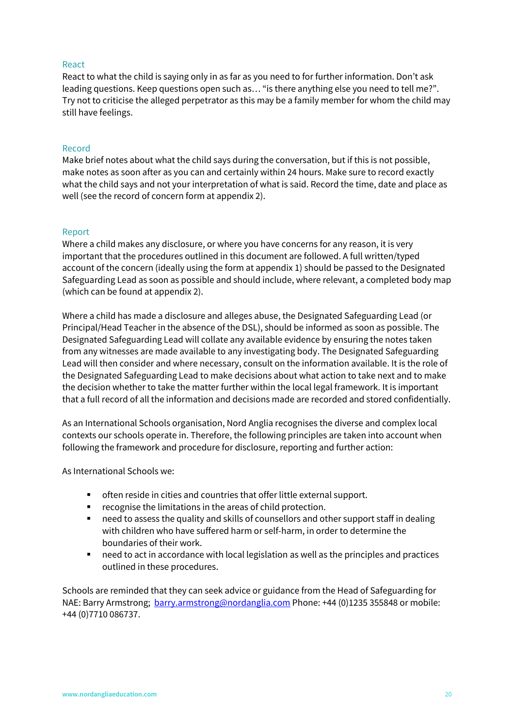### React

React to what the child is saying only in as far as you need to for further information. Don't ask leading questions. Keep questions open such as… "is there anything else you need to tell me?". Try not to criticise the alleged perpetrator as this may be a family member for whom the child may still have feelings.

### Record

Make brief notes about what the child says during the conversation, but if this is not possible, make notes as soon after as you can and certainly within 24 hours. Make sure to record exactly what the child says and not your interpretation of what is said. Record the time, date and place as well (see the record of concern form at appendix 2).

### Report

Where a child makes any disclosure, or where you have concerns for any reason, it is very important that the procedures outlined in this document are followed. A full written/typed account of the concern (ideally using the form at appendix 1) should be passed to the Designated Safeguarding Lead as soon as possible and should include, where relevant, a completed body map (which can be found at appendix 2).

Where a child has made a disclosure and alleges abuse, the Designated Safeguarding Lead (or Principal/Head Teacher in the absence of the DSL), should be informed as soon as possible. The Designated Safeguarding Lead will collate any available evidence by ensuring the notes taken from any witnesses are made available to any investigating body. The Designated Safeguarding Lead will then consider and where necessary, consult on the information available. It is the role of the Designated Safeguarding Lead to make decisions about what action to take next and to make the decision whether to take the matter further within the local legal framework. It is important that a full record of all the information and decisions made are recorded and stored confidentially.

As an International Schools organisation, Nord Anglia recognises the diverse and complex local contexts our schools operate in. Therefore, the following principles are taken into account when following the framework and procedure for disclosure, reporting and further action:

As International Schools we:

- often reside in cities and countries that offer little external support.
- recognise the limitations in the areas of child protection.
- need to assess the quality and skills of counsellors and other support staff in dealing with children who have suffered harm or self-harm, in order to determine the boundaries of their work.
- need to act in accordance with local legislation as well as the principles and practices outlined in these procedures.

Schools are reminded that they can seek advice or guidance from the Head of Safeguarding for NAE: Barry Armstrong; barry.armstrong@nordanglia.com Phone: +44 (0)1235 355848 or mobile: +44 (0)7710 086737.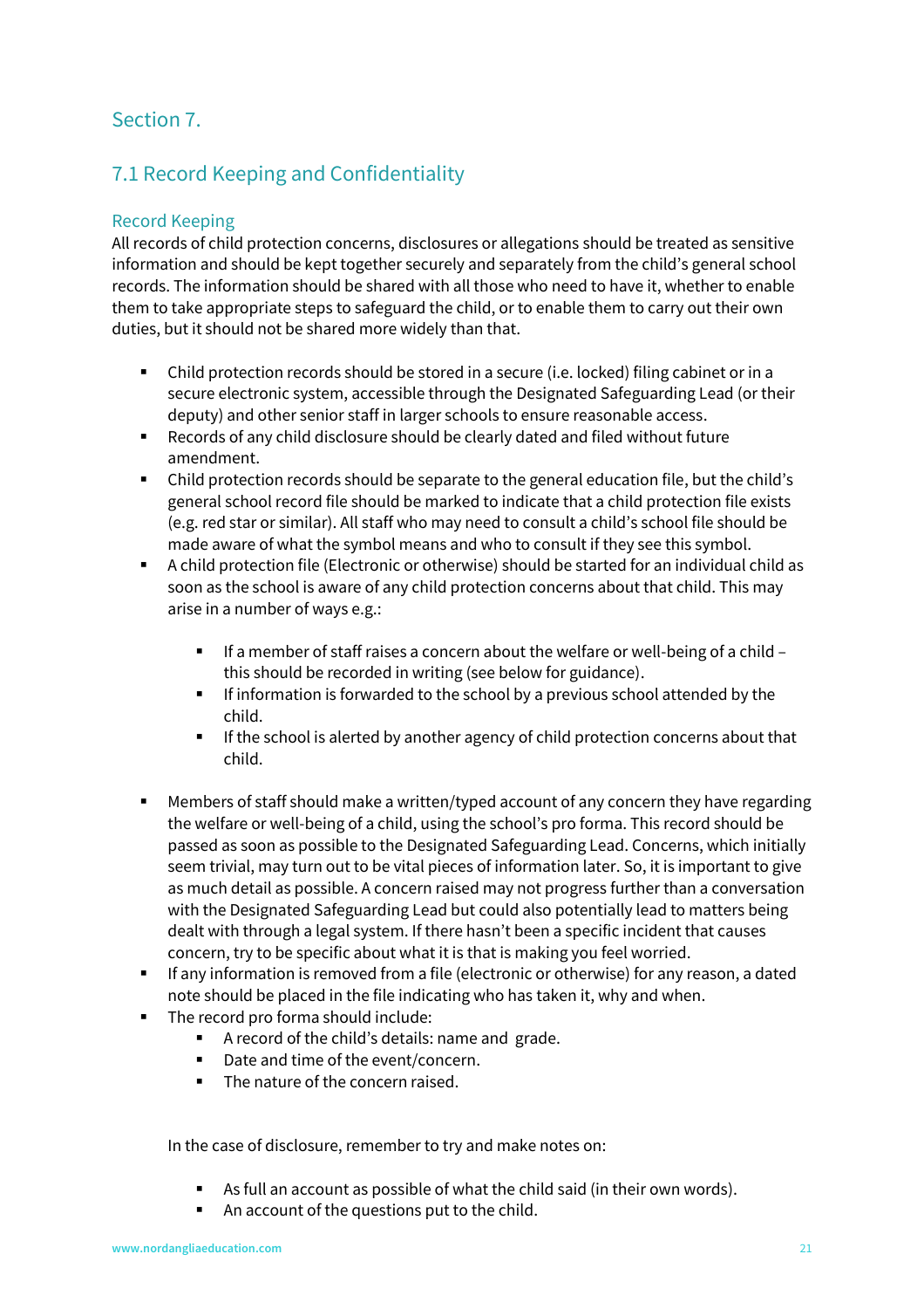# Section 7.

## 7.1 Record Keeping and Confidentiality

### Record Keeping

All records of child protection concerns, disclosures or allegations should be treated as sensitive information and should be kept together securely and separately from the child's general school records. The information should be shared with all those who need to have it, whether to enable them to take appropriate steps to safeguard the child, or to enable them to carry out their own duties, but it should not be shared more widely than that.

- Child protection records should be stored in a secure (i.e. locked) filing cabinet or in a secure electronic system, accessible through the Designated Safeguarding Lead (or their deputy) and other senior staff in larger schools to ensure reasonable access.
- Records of any child disclosure should be clearly dated and filed without future amendment.
- Child protection records should be separate to the general education file, but the child's general school record file should be marked to indicate that a child protection file exists (e.g. red star or similar). All staff who may need to consult a child's school file should be made aware of what the symbol means and who to consult if they see this symbol.
- A child protection file (Electronic or otherwise) should be started for an individual child as soon as the school is aware of any child protection concerns about that child. This may arise in a number of ways e.g.:
  - If a member of staff raises a concern about the welfare or well-being of a child – this should be recorded in writing (see below for guidance).
  - If information is forwarded to the school by a previous school attended by the child.
  - If the school is alerted by another agency of child protection concerns about that child.
- Members of staff should make a written/typed account of any concern they have regarding the welfare or well-being of a child, using the school's pro forma. This record should be passed as soon as possible to the Designated Safeguarding Lead. Concerns, which initially seem trivial, may turn out to be vital pieces of information later. So, it is important to give as much detail as possible. A concern raised may not progress further than a conversation with the Designated Safeguarding Lead but could also potentially lead to matters being dealt with through a legal system. If there hasn't been a specific incident that causes concern, try to be specific about what it is that is making you feel worried.
- If any information is removed from a file (electronic or otherwise) for any reason, a dated note should be placed in the file indicating who has taken it, why and when.
- The record pro forma should include:
  - A record of the child's details: name and grade.
  - Date and time of the event/concern.
  - The nature of the concern raised.

In the case of disclosure, remember to try and make notes on:

- As full an account as possible of what the child said (in their own words).
- An account of the questions put to the child.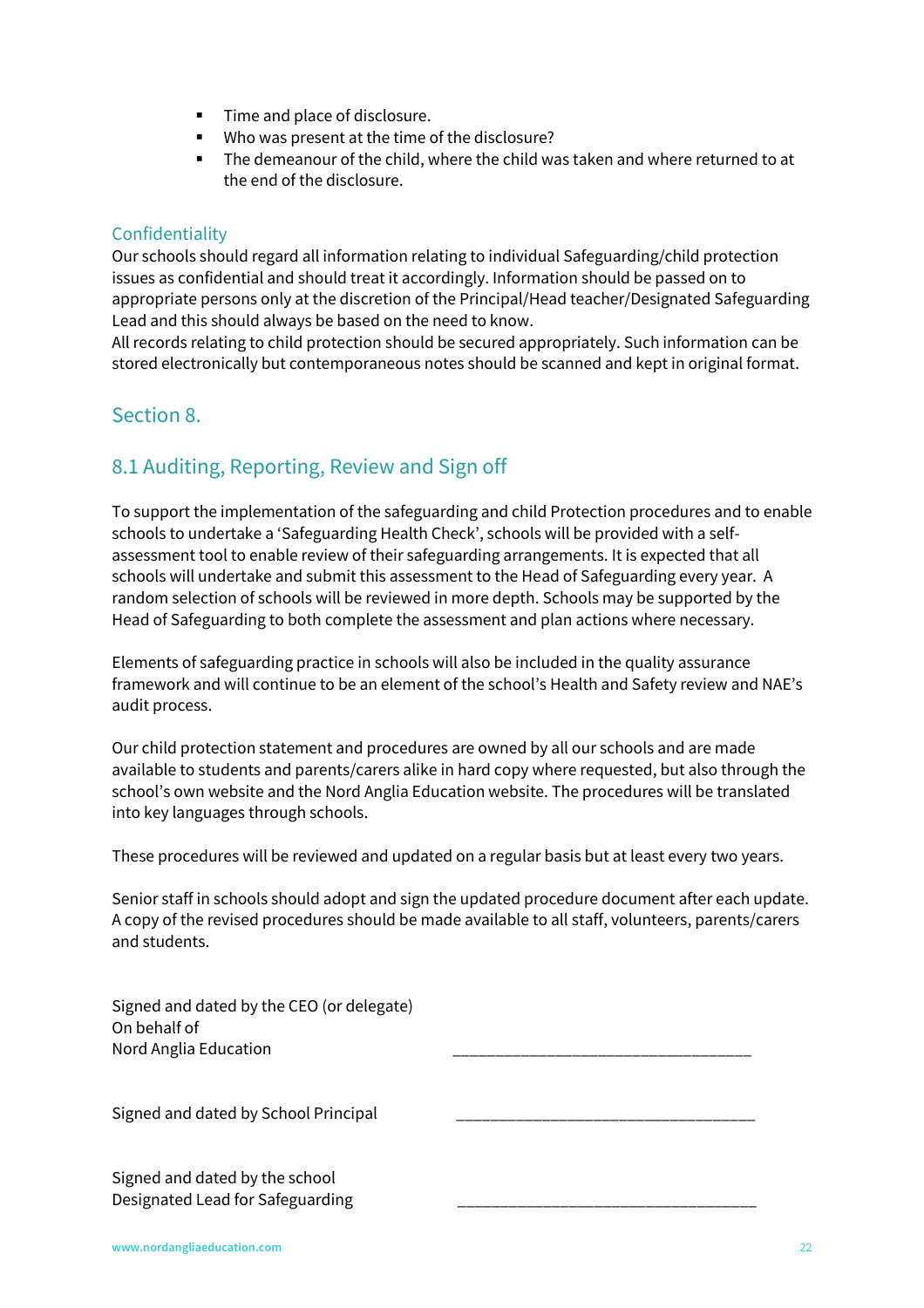- Time and place of disclosure.
- Who was present at the time of the disclosure?
- The demeanour of the child, where the child was taken and where returned to at the end of the disclosure.

### Confidentiality

Our schools should regard all information relating to individual Safeguarding/child protection issues as confidential and should treat it accordingly. Information should be passed on to appropriate persons only at the discretion of the Principal/Head teacher/Designated Safeguarding Lead and this should always be based on the need to know.
All records relating to child protection should be secured appropriately. Such information can be stored electronically but contemporaneous notes should be scanned and kept in original format.

## Section 8.

## 8.1 Auditing, Reporting, Review and Sign off

To support the implementation of the safeguarding and child Protection procedures and to enable schools to undertake a 'Safeguarding Health Check', schools will be provided with a self-assessment tool to enable review of their safeguarding arrangements. It is expected that all schools will undertake and submit this assessment to the Head of Safeguarding every year. A random selection of schools will be reviewed in more depth. Schools may be supported by the Head of Safeguarding to both complete the assessment and plan actions where necessary.

Elements of safeguarding practice in schools will also be included in the quality assurance framework and will continue to be an element of the school's Health and Safety review and NAE's audit process.

Our child protection statement and procedures are owned by all our schools and are made available to students and parents/carers alike in hard copy where requested, but also through the school's own website and the Nord Anglia Education website. The procedures will be translated into key languages through schools.

These procedures will be reviewed and updated on a regular basis but at least every two years.

Senior staff in schools should adopt and sign the updated procedure document after each update. A copy of the revised procedures should be made available to all staff, volunteers, parents/carers and students.

Signed and dated by the CEO (or delegate)
On behalf of
Nord Anglia Education ___________________________________

Signed and dated by School Principal ___________________________________

Signed and dated by the school
Designated Lead for Safeguarding ___________________________________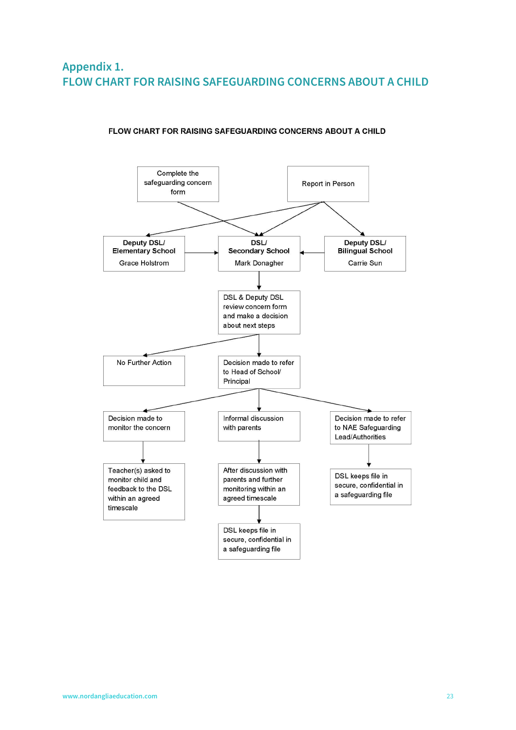## Appendix 1.
## FLOW CHART FOR RAISING SAFEGUARDING CONCERNS ABOUT A CHILD

**FLOW CHART FOR RAISING SAFEGUARDING CONCERNS ABOUT A CHILD**

Complete the safeguarding concern form

Report in Person

**Deputy DSL/ Elementary School**
Grace Holstrom

**DSL/ Secondary School**
Mark Donagher

**Deputy DSL/ Bilingual School**
Carrie Sun

DSL & Deputy DSL review concern form and make a decision about next steps

No Further Action

Decision made to refer to Head of School/ Principal

Decision made to monitor the concern

Informal discussion with parents

Decision made to refer to NAE Safeguarding Lead/Authorities

Teacher(s) asked to monitor child and feedback to the DSL within an agreed timescale

After discussion with parents and further monitoring within an agreed timescale

DSL keeps file in secure, confidential in a safeguarding file

DSL keeps file in secure, confidential in a safeguarding file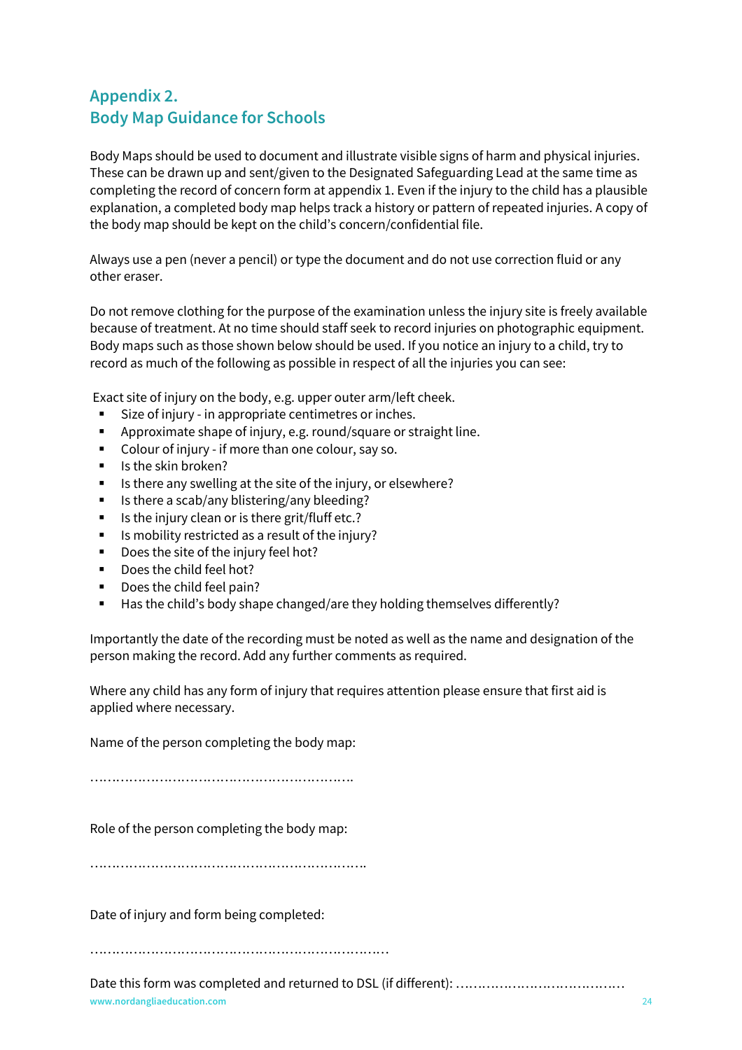## Appendix 2.
## Body Map Guidance for Schools

Body Maps should be used to document and illustrate visible signs of harm and physical injuries. These can be drawn up and sent/given to the Designated Safeguarding Lead at the same time as completing the record of concern form at appendix 1. Even if the injury to the child has a plausible explanation, a completed body map helps track a history or pattern of repeated injuries. A copy of the body map should be kept on the child's concern/confidential file.

Always use a pen (never a pencil) or type the document and do not use correction fluid or any other eraser.

Do not remove clothing for the purpose of the examination unless the injury site is freely available because of treatment. At no time should staff seek to record injuries on photographic equipment. Body maps such as those shown below should be used. If you notice an injury to a child, try to record as much of the following as possible in respect of all the injuries you can see:

Exact site of injury on the body, e.g. upper outer arm/left cheek.

- Size of injury - in appropriate centimetres or inches.
- Approximate shape of injury, e.g. round/square or straight line.
- Colour of injury - if more than one colour, say so.
- Is the skin broken?
- Is there any swelling at the site of the injury, or elsewhere?
- Is there a scab/any blistering/any bleeding?
- Is the injury clean or is there grit/fluff etc.?
- Is mobility restricted as a result of the injury?
- Does the site of the injury feel hot?
- Does the child feel hot?
- Does the child feel pain?
- Has the child's body shape changed/are they holding themselves differently?

Importantly the date of the recording must be noted as well as the name and designation of the person making the record. Add any further comments as required.

Where any child has any form of injury that requires attention please ensure that first aid is applied where necessary.

Name of the person completing the body map:

……………………………………………………..

Role of the person completing the body map:

……………………………………………………….

Date of injury and form being completed:

…………………………………………………………

Date this form was completed and returned to DSL (if different): …………………………………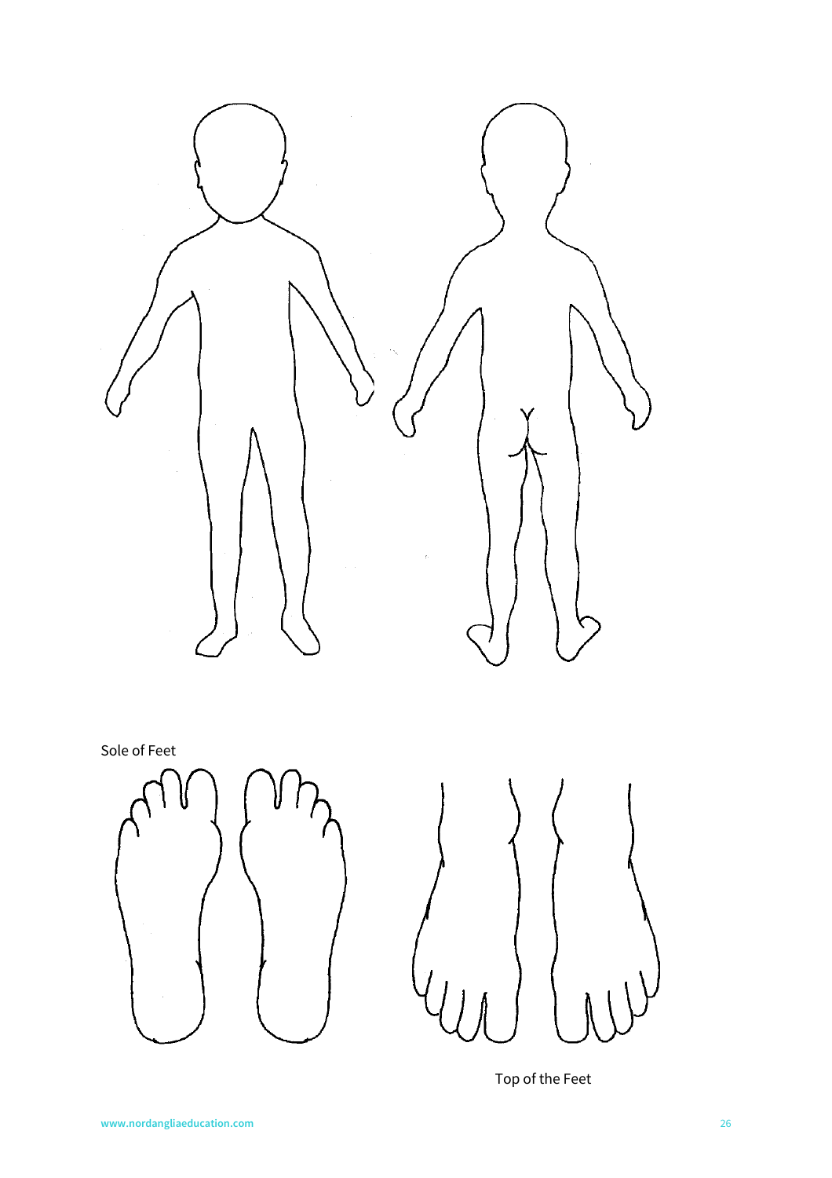Sole of Feet

Top of the Feet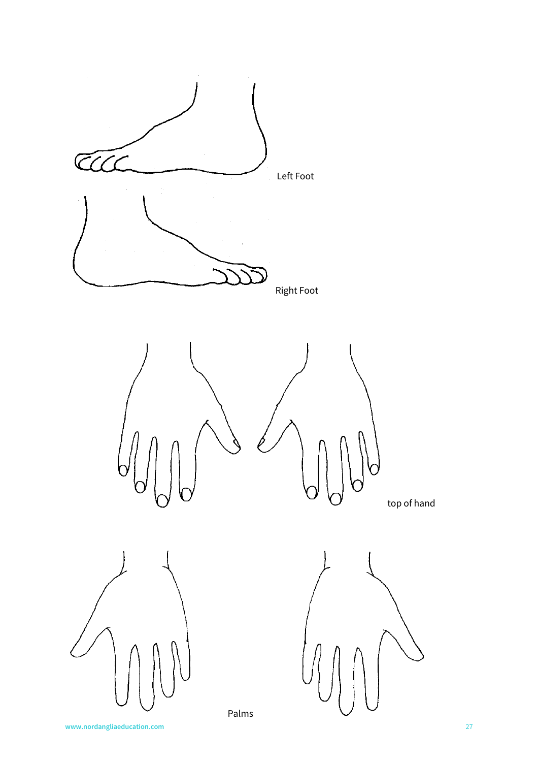Left Foot

Right Foot

top of hand

Palms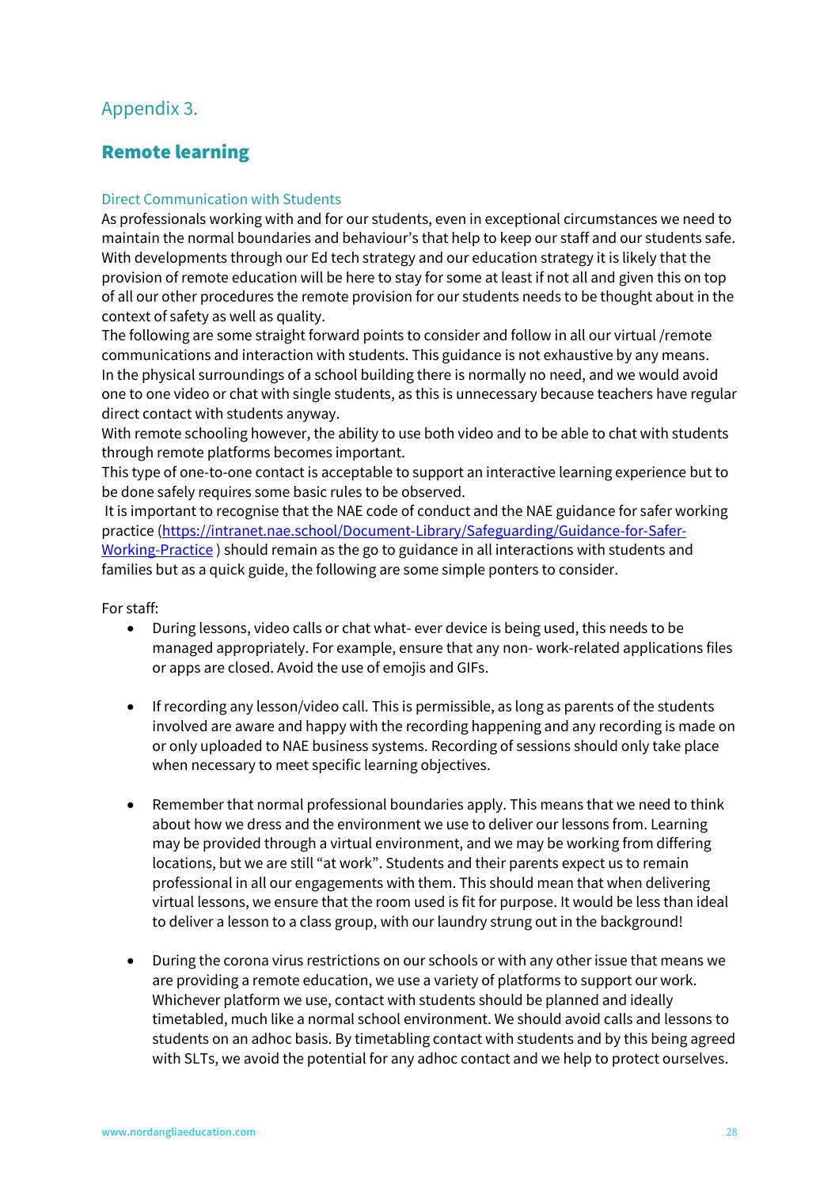## Appendix 3.

## Remote learning

### Direct Communication with Students

As professionals working with and for our students, even in exceptional circumstances we need to maintain the normal boundaries and behaviour's that help to keep our staff and our students safe. With developments through our Ed tech strategy and our education strategy it is likely that the provision of remote education will be here to stay for some at least if not all and given this on top of all our other procedures the remote provision for our students needs to be thought about in the context of safety as well as quality.

The following are some straight forward points to consider and follow in all our virtual /remote communications and interaction with students. This guidance is not exhaustive by any means.

In the physical surroundings of a school building there is normally no need, and we would avoid one to one video or chat with single students, as this is unnecessary because teachers have regular direct contact with students anyway.

With remote schooling however, the ability to use both video and to be able to chat with students through remote platforms becomes important.

This type of one-to-one contact is acceptable to support an interactive learning experience but to be done safely requires some basic rules to be observed.

It is important to recognise that the NAE code of conduct and the NAE guidance for safer working practice ([https://intranet.nae.school/Document-Library/Safeguarding/Guidance-for-Safer-Working-Practice](https://intranet.nae.school/Document-Library/Safeguarding/Guidance-for-Safer-Working-Practice) ) should remain as the go to guidance in all interactions with students and families but as a quick guide, the following are some simple ponters to consider.

For staff:

- During lessons, video calls or chat what- ever device is being used, this needs to be managed appropriately. For example, ensure that any non- work-related applications files or apps are closed. Avoid the use of emojis and GIFs.

- If recording any lesson/video call. This is permissible, as long as parents of the students involved are aware and happy with the recording happening and any recording is made on or only uploaded to NAE business systems. Recording of sessions should only take place when necessary to meet specific learning objectives.

- Remember that normal professional boundaries apply. This means that we need to think about how we dress and the environment we use to deliver our lessons from. Learning may be provided through a virtual environment, and we may be working from differing locations, but we are still "at work". Students and their parents expect us to remain professional in all our engagements with them. This should mean that when delivering virtual lessons, we ensure that the room used is fit for purpose. It would be less than ideal to deliver a lesson to a class group, with our laundry strung out in the background!

- During the corona virus restrictions on our schools or with any other issue that means we are providing a remote education, we use a variety of platforms to support our work. Whichever platform we use, contact with students should be planned and ideally timetabled, much like a normal school environment. We should avoid calls and lessons to students on an adhoc basis. By timetabling contact with students and by this being agreed with SLTs, we avoid the potential for any adhoc contact and we help to protect ourselves.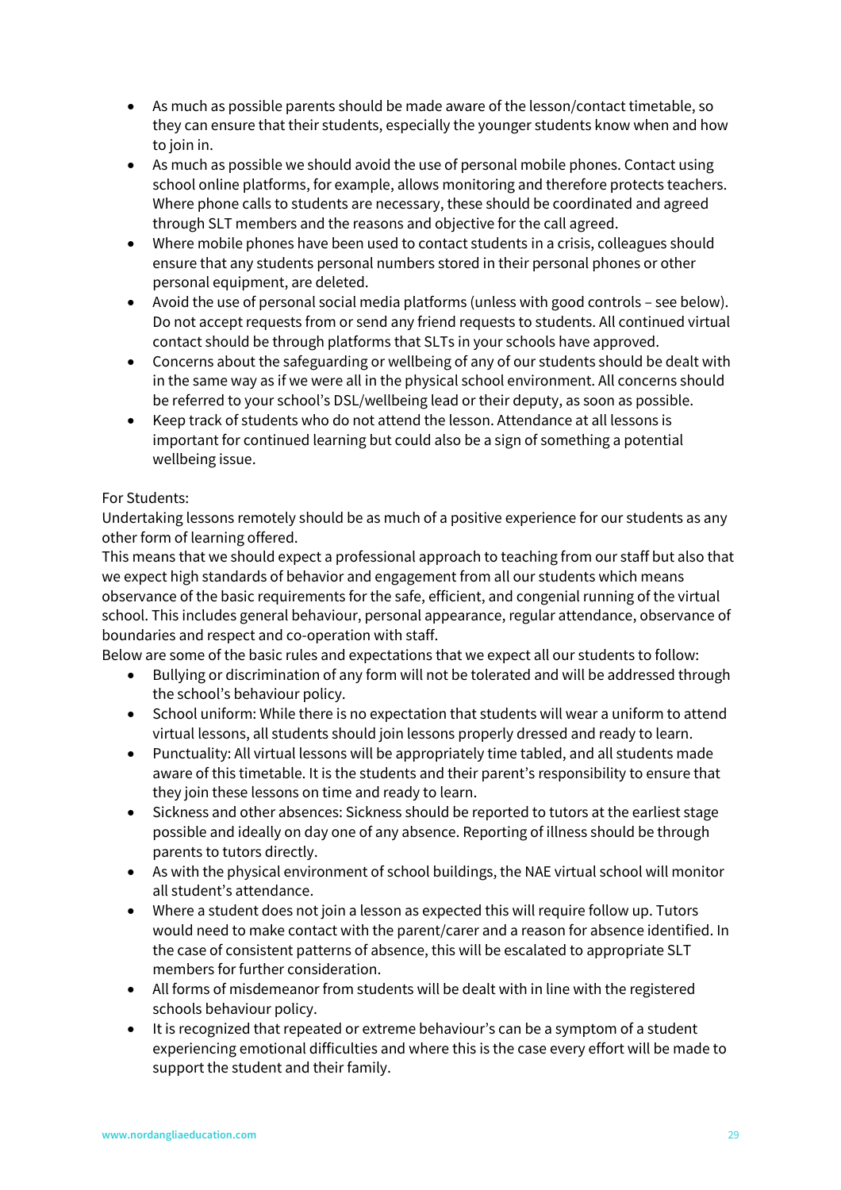- As much as possible parents should be made aware of the lesson/contact timetable, so they can ensure that their students, especially the younger students know when and how to join in.
- As much as possible we should avoid the use of personal mobile phones. Contact using school online platforms, for example, allows monitoring and therefore protects teachers. Where phone calls to students are necessary, these should be coordinated and agreed through SLT members and the reasons and objective for the call agreed.
- Where mobile phones have been used to contact students in a crisis, colleagues should ensure that any students personal numbers stored in their personal phones or other personal equipment, are deleted.
- Avoid the use of personal social media platforms (unless with good controls – see below). Do not accept requests from or send any friend requests to students. All continued virtual contact should be through platforms that SLTs in your schools have approved.
- Concerns about the safeguarding or wellbeing of any of our students should be dealt with in the same way as if we were all in the physical school environment. All concerns should be referred to your school's DSL/wellbeing lead or their deputy, as soon as possible.
- Keep track of students who do not attend the lesson. Attendance at all lessons is important for continued learning but could also be a sign of something a potential wellbeing issue.

For Students:

Undertaking lessons remotely should be as much of a positive experience for our students as any other form of learning offered.

This means that we should expect a professional approach to teaching from our staff but also that we expect high standards of behavior and engagement from all our students which means observance of the basic requirements for the safe, efficient, and congenial running of the virtual school. This includes general behaviour, personal appearance, regular attendance, observance of boundaries and respect and co-operation with staff.

Below are some of the basic rules and expectations that we expect all our students to follow:

- Bullying or discrimination of any form will not be tolerated and will be addressed through the school's behaviour policy.
- School uniform: While there is no expectation that students will wear a uniform to attend virtual lessons, all students should join lessons properly dressed and ready to learn.
- Punctuality: All virtual lessons will be appropriately time tabled, and all students made aware of this timetable. It is the students and their parent's responsibility to ensure that they join these lessons on time and ready to learn.
- Sickness and other absences: Sickness should be reported to tutors at the earliest stage possible and ideally on day one of any absence. Reporting of illness should be through parents to tutors directly.
- As with the physical environment of school buildings, the NAE virtual school will monitor all student's attendance.
- Where a student does not join a lesson as expected this will require follow up. Tutors would need to make contact with the parent/carer and a reason for absence identified. In the case of consistent patterns of absence, this will be escalated to appropriate SLT members for further consideration.
- All forms of misdemeanor from students will be dealt with in line with the registered schools behaviour policy.
- It is recognized that repeated or extreme behaviour's can be a symptom of a student experiencing emotional difficulties and where this is the case every effort will be made to support the student and their family.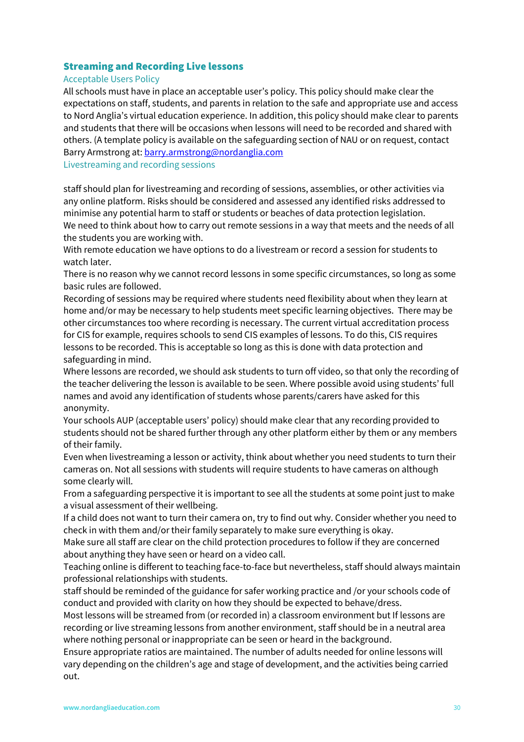## Streaming and Recording Live lessons

### Acceptable Users Policy

All schools must have in place an acceptable user's policy. This policy should make clear the expectations on staff, students, and parents in relation to the safe and appropriate use and access to Nord Anglia's virtual education experience. In addition, this policy should make clear to parents and students that there will be occasions when lessons will need to be recorded and shared with others. (A template policy is available on the safeguarding section of NAU or on request, contact Barry Armstrong at: barry.armstrong@nordanglia.com

### Livestreaming and recording sessions

staff should plan for livestreaming and recording of sessions, assemblies, or other activities via any online platform. Risks should be considered and assessed any identified risks addressed to minimise any potential harm to staff or students or beaches of data protection legislation.

We need to think about how to carry out remote sessions in a way that meets and the needs of all the students you are working with.

With remote education we have options to do a livestream or record a session for students to watch later.

There is no reason why we cannot record lessons in some specific circumstances, so long as some basic rules are followed.

Recording of sessions may be required where students need flexibility about when they learn at home and/or may be necessary to help students meet specific learning objectives. There may be other circumstances too where recording is necessary. The current virtual accreditation process for CIS for example, requires schools to send CIS examples of lessons. To do this, CIS requires lessons to be recorded. This is acceptable so long as this is done with data protection and safeguarding in mind.

Where lessons are recorded, we should ask students to turn off video, so that only the recording of the teacher delivering the lesson is available to be seen. Where possible avoid using students' full names and avoid any identification of students whose parents/carers have asked for this anonymity.

Your schools AUP (acceptable users' policy) should make clear that any recording provided to students should not be shared further through any other platform either by them or any members of their family.

Even when livestreaming a lesson or activity, think about whether you need students to turn their cameras on. Not all sessions with students will require students to have cameras on although some clearly will.

From a safeguarding perspective it is important to see all the students at some point just to make a visual assessment of their wellbeing.

If a child does not want to turn their camera on, try to find out why. Consider whether you need to check in with them and/or their family separately to make sure everything is okay.

Make sure all staff are clear on the child protection procedures to follow if they are concerned about anything they have seen or heard on a video call.

Teaching online is different to teaching face-to-face but nevertheless, staff should always maintain professional relationships with students.

staff should be reminded of the guidance for safer working practice and /or your schools code of conduct and provided with clarity on how they should be expected to behave/dress.

Most lessons will be streamed from (or recorded in) a classroom environment but If lessons are recording or live streaming lessons from another environment, staff should be in a neutral area where nothing personal or inappropriate can be seen or heard in the background.

Ensure appropriate ratios are maintained. The number of adults needed for online lessons will vary depending on the children's age and stage of development, and the activities being carried out.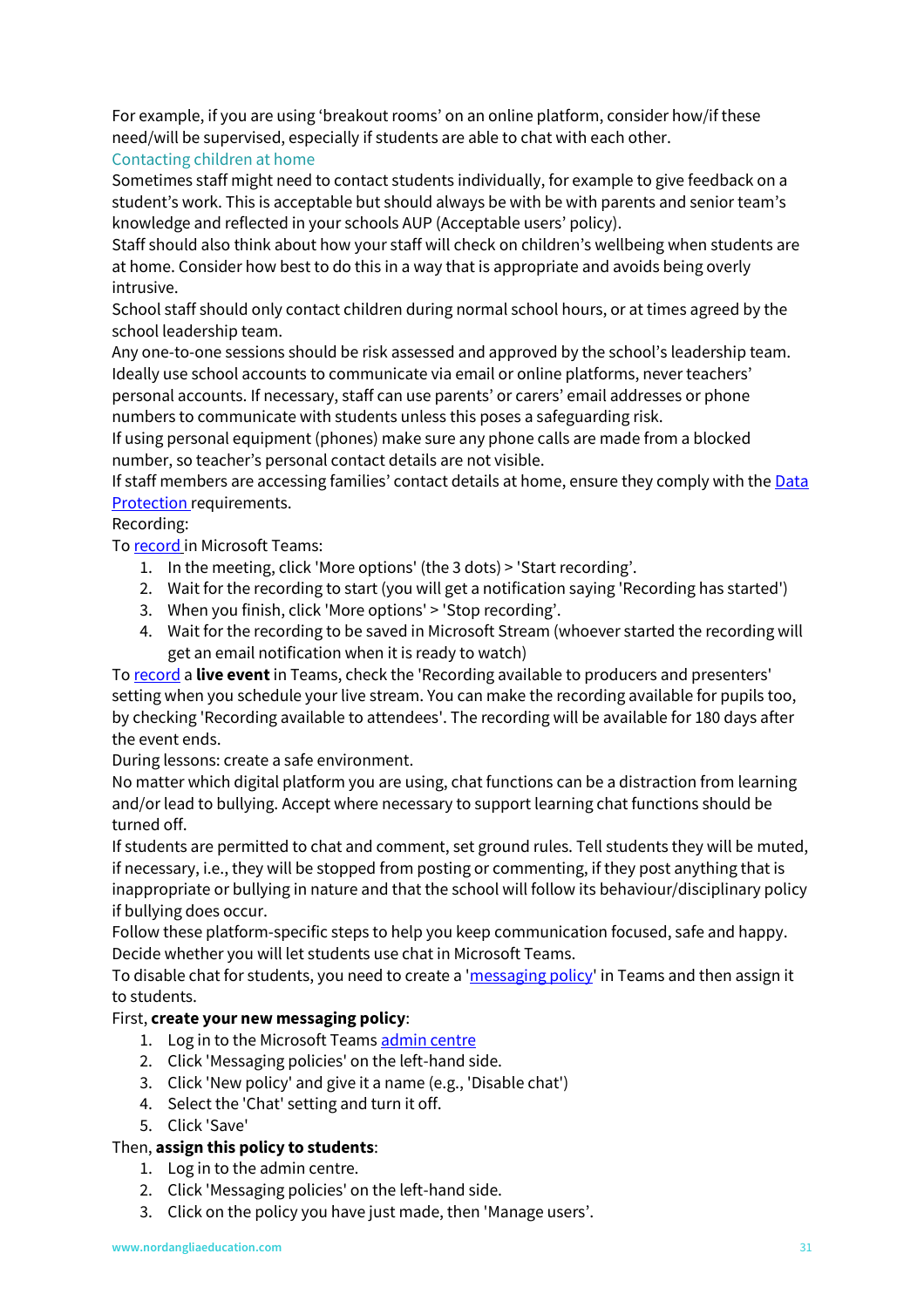For example, if you are using 'breakout rooms' on an online platform, consider how/if these need/will be supervised, especially if students are able to chat with each other.

### Contacting children at home

Sometimes staff might need to contact students individually, for example to give feedback on a student's work. This is acceptable but should always be with be with parents and senior team's knowledge and reflected in your schools AUP (Acceptable users' policy).

Staff should also think about how your staff will check on children's wellbeing when students are at home. Consider how best to do this in a way that is appropriate and avoids being overly intrusive.

School staff should only contact children during normal school hours, or at times agreed by the school leadership team.

Any one-to-one sessions should be risk assessed and approved by the school's leadership team.

Ideally use school accounts to communicate via email or online platforms, never teachers' personal accounts. If necessary, staff can use parents' or carers' email addresses or phone numbers to communicate with students unless this poses a safeguarding risk.

If using personal equipment (phones) make sure any phone calls are made from a blocked number, so teacher's personal contact details are not visible.

If staff members are accessing families' contact details at home, ensure they comply with the [Data Protection](#) requirements.

Recording:

To [record](#) in Microsoft Teams:

1. In the meeting, click 'More options' (the 3 dots) > 'Start recording'.
2. Wait for the recording to start (you will get a notification saying 'Recording has started')
3. When you finish, click 'More options' > 'Stop recording'.
4. Wait for the recording to be saved in Microsoft Stream (whoever started the recording will get an email notification when it is ready to watch)

To [record](#) a **live event** in Teams, check the 'Recording available to producers and presenters' setting when you schedule your live stream. You can make the recording available for pupils too, by checking 'Recording available to attendees'. The recording will be available for 180 days after the event ends.

During lessons: create a safe environment.

No matter which digital platform you are using, chat functions can be a distraction from learning and/or lead to bullying. Accept where necessary to support learning chat functions should be turned off.

If students are permitted to chat and comment, set ground rules. Tell students they will be muted, if necessary, i.e., they will be stopped from posting or commenting, if they post anything that is inappropriate or bullying in nature and that the school will follow its behaviour/disciplinary policy if bullying does occur.

Follow these platform-specific steps to help you keep communication focused, safe and happy.

Decide whether you will let students use chat in Microsoft Teams.

To disable chat for students, you need to create a '[messaging policy](#)' in Teams and then assign it to students.

First, **create your new messaging policy**:

1. Log in to the Microsoft Teams [admin centre](#)
2. Click 'Messaging policies' on the left-hand side.
3. Click 'New policy' and give it a name (e.g., 'Disable chat')
4. Select the 'Chat' setting and turn it off.
5. Click 'Save'

Then, **assign this policy to students**:

1. Log in to the admin centre.
2. Click 'Messaging policies' on the left-hand side.
3. Click on the policy you have just made, then 'Manage users'.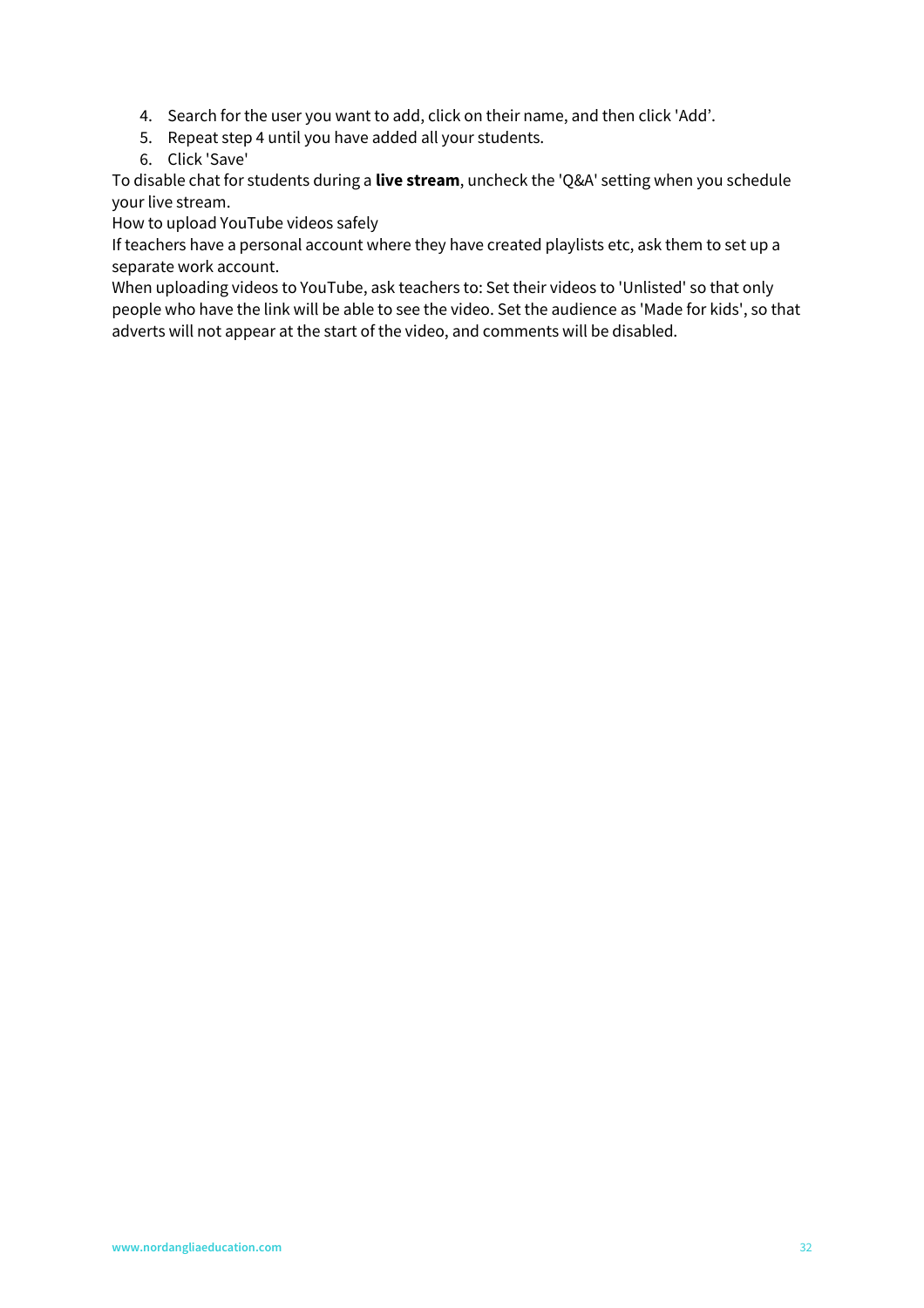4. Search for the user you want to add, click on their name, and then click 'Add'.
5. Repeat step 4 until you have added all your students.
6. Click 'Save'

To disable chat for students during a **live stream**, uncheck the 'Q&A' setting when you schedule your live stream.

How to upload YouTube videos safely

If teachers have a personal account where they have created playlists etc, ask them to set up a separate work account.

When uploading videos to YouTube, ask teachers to: Set their videos to 'Unlisted' so that only people who have the link will be able to see the video. Set the audience as 'Made for kids', so that adverts will not appear at the start of the video, and comments will be disabled.